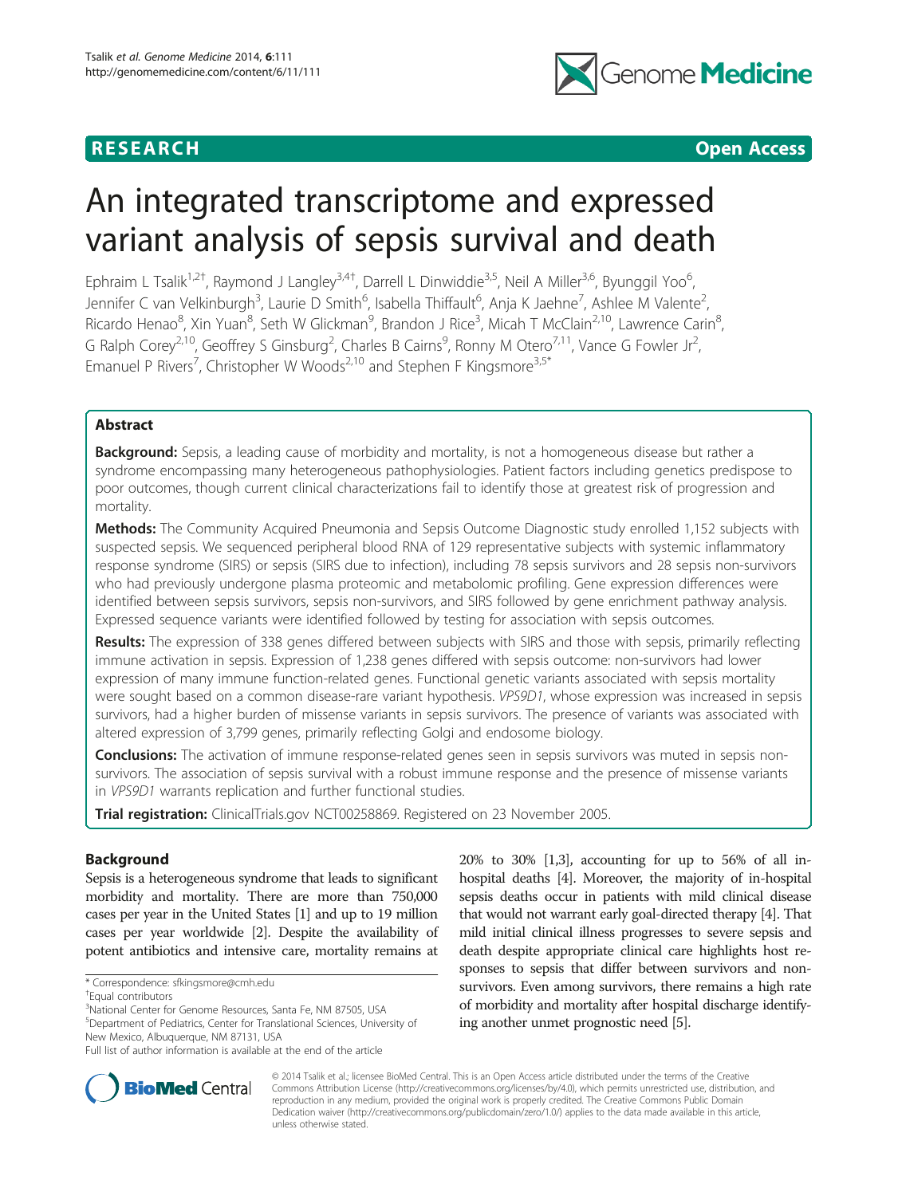**RESEARCH** **Open Access**

# An integrated transcriptome and expressed variant analysis of sepsis survival and death

Ephraim L Tsalik[1,2†], Raymond J Langley[3,4†], Darrell L Dinwiddie[3,5], Neil A Miller[3,6], Byunggil Yoo[6], Jennifer C van Velkinburgh[3], Laurie D Smith[6], Isabella Thiffault[6], Anja K Jaehne[7], Ashlee M Valente[2], Ricardo Henao[8], Xin Yuan[8], Seth W Glickman[9], Brandon J Rice[3], Micah T McClain[2,10], Lawrence Carin[8], G Ralph Corey[2,10], Geoffrey S Ginsburg[2], Charles B Cairns[9], Ronny M Otero[7,11], Vance G Fowler Jr[2], Emanuel P Rivers[7], Christopher W Woods[2,10] and Stephen F Kingsmore[3,5*]

## Abstract

**Background:** Sepsis, a leading cause of morbidity and mortality, is not a homogeneous disease but rather a syndrome encompassing many heterogeneous pathophysiologies. Patient factors including genetics predispose to poor outcomes, though current clinical characterizations fail to identify those at greatest risk of progression and mortality.

**Methods:** The Community Acquired Pneumonia and Sepsis Outcome Diagnostic study enrolled 1,152 subjects with suspected sepsis. We sequenced peripheral blood RNA of 129 representative subjects with systemic inflammatory response syndrome (SIRS) or sepsis (SIRS due to infection), including 78 sepsis survivors and 28 sepsis non-survivors who had previously undergone plasma proteomic and metabolomic profiling. Gene expression differences were identified between sepsis survivors, sepsis non-survivors, and SIRS followed by gene enrichment pathway analysis. Expressed sequence variants were identified followed by testing for association with sepsis outcomes.

**Results:** The expression of 338 genes differed between subjects with SIRS and those with sepsis, primarily reflecting immune activation in sepsis. Expression of 1,238 genes differed with sepsis outcome: non-survivors had lower expression of many immune function-related genes. Functional genetic variants associated with sepsis mortality were sought based on a common disease-rare variant hypothesis. *VPS9D1*, whose expression was increased in sepsis survivors, had a higher burden of missense variants in sepsis survivors. The presence of variants was associated with altered expression of 3,799 genes, primarily reflecting Golgi and endosome biology.

**Conclusions:** The activation of immune response-related genes seen in sepsis survivors was muted in sepsis non-survivors. The association of sepsis survival with a robust immune response and the presence of missense variants in *VPS9D1* warrants replication and further functional studies.

**Trial registration:** ClinicalTrials.gov NCT00258869. Registered on 23 November 2005.

## Background

Sepsis is a heterogeneous syndrome that leads to significant morbidity and mortality. There are more than 750,000 cases per year in the United States [1] and up to 19 million cases per year worldwide [2]. Despite the availability of potent antibiotics and intensive care, mortality remains at 20% to 30% [1,3], accounting for up to 56% of all in-hospital deaths [4]. Moreover, the majority of in-hospital sepsis deaths occur in patients with mild clinical disease that would not warrant early goal-directed therapy [4]. That mild initial clinical illness progresses to severe sepsis and death despite appropriate clinical care highlights host responses to sepsis that differ between survivors and non-survivors. Even among survivors, there remains a high rate of morbidity and mortality after hospital discharge identifying another unmet prognostic need [5].

\* Correspondence: sfkingsmore@cmh.edu

†Equal contributors

[3]National Center for Genome Resources, Santa Fe, NM 87505, USA

[5]Department of Pediatrics, Center for Translational Sciences, University of New Mexico, Albuquerque, NM 87131, USA

Full list of author information is available at the end of the article

© 2014 Tsalik et al.; licensee BioMed Central. This is an Open Access article distributed under the terms of the Creative Commons Attribution License (http://creativecommons.org/licenses/by/4.0), which permits unrestricted use, distribution, and reproduction in any medium, provided the original work is properly credited. The Creative Commons Public Domain Dedication waiver (http://creativecommons.org/publicdomain/zero/1.0/) applies to the data made available in this article, unless otherwise stated.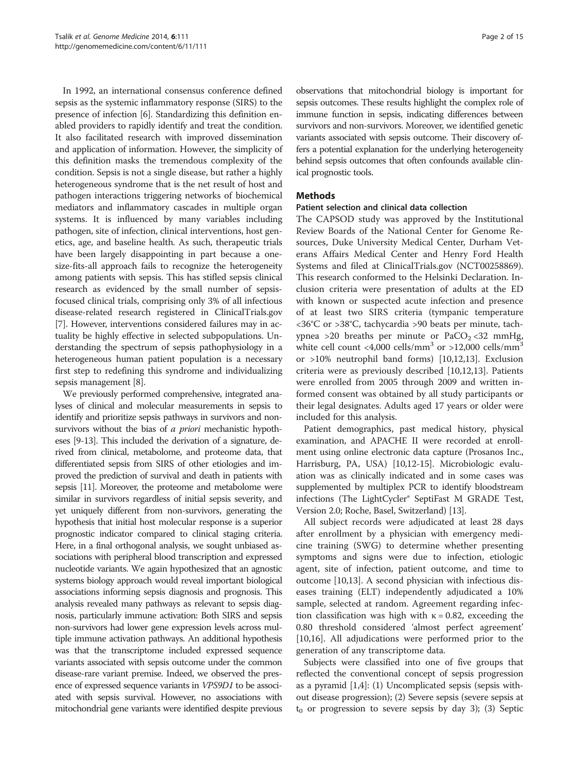In 1992, an international consensus conference defined sepsis as the systemic inflammatory response (SIRS) to the presence of infection [6]. Standardizing this definition enabled providers to rapidly identify and treat the condition. It also facilitated research with improved dissemination and application of information. However, the simplicity of this definition masks the tremendous complexity of the condition. Sepsis is not a single disease, but rather a highly heterogeneous syndrome that is the net result of host and pathogen interactions triggering networks of biochemical mediators and inflammatory cascades in multiple organ systems. It is influenced by many variables including pathogen, site of infection, clinical interventions, host genetics, age, and baseline health. As such, therapeutic trials have been largely disappointing in part because a one-size-fits-all approach fails to recognize the heterogeneity among patients with sepsis. This has stifled sepsis clinical research as evidenced by the small number of sepsis-focused clinical trials, comprising only 3% of all infectious disease-related research registered in ClinicalTrials.gov [7]. However, interventions considered failures may in actuality be highly effective in selected subpopulations. Understanding the spectrum of sepsis pathophysiology in a heterogeneous human patient population is a necessary first step to redefining this syndrome and individualizing sepsis management [8].

We previously performed comprehensive, integrated analyses of clinical and molecular measurements in sepsis to identify and prioritize sepsis pathways in survivors and non-survivors without the bias of *a priori* mechanistic hypotheses [9-13]. This included the derivation of a signature, derived from clinical, metabolome, and proteome data, that differentiated sepsis from SIRS of other etiologies and improved the prediction of survival and death in patients with sepsis [11]. Moreover, the proteome and metabolome were similar in survivors regardless of initial sepsis severity, and yet uniquely different from non-survivors, generating the hypothesis that initial host molecular response is a superior prognostic indicator compared to clinical staging criteria. Here, in a final orthogonal analysis, we sought unbiased associations with peripheral blood transcription and expressed nucleotide variants. We again hypothesized that an agnostic systems biology approach would reveal important biological associations informing sepsis diagnosis and prognosis. This analysis revealed many pathways as relevant to sepsis diagnosis, particularly immune activation: Both SIRS and sepsis non-survivors had lower gene expression levels across multiple immune activation pathways. An additional hypothesis was that the transcriptome included expressed sequence variants associated with sepsis outcome under the common disease-rare variant premise. Indeed, we observed the presence of expressed sequence variants in *VPS9D1* to be associated with sepsis survival. However, no associations with mitochondrial gene variants were identified despite previous observations that mitochondrial biology is important for sepsis outcomes. These results highlight the complex role of immune function in sepsis, indicating differences between survivors and non-survivors. Moreover, we identified genetic variants associated with sepsis outcome. Their discovery offers a potential explanation for the underlying heterogeneity behind sepsis outcomes that often confounds available clinical prognostic tools.

## Methods

### Patient selection and clinical data collection

The CAPSOD study was approved by the Institutional Review Boards of the National Center for Genome Resources, Duke University Medical Center, Durham Veterans Affairs Medical Center and Henry Ford Health Systems and filed at ClinicalTrials.gov (NCT00258869). This research conformed to the Helsinki Declaration. Inclusion criteria were presentation of adults at the ED with known or suspected acute infection and presence of at least two SIRS criteria (tympanic temperature <36°C or >38°C, tachycardia >90 beats per minute, tachypnea >20 breaths per minute or $PaCO_2$ <32 mmHg, white cell count <4,000 cells/mm$^3$ or >12,000 cells/mm$^3$ or >10% neutrophil band forms) [10,12,13]. Exclusion criteria were as previously described [10,12,13]. Patients were enrolled from 2005 through 2009 and written informed consent was obtained by all study participants or their legal designates. Adults aged 17 years or older were included for this analysis.

Patient demographics, past medical history, physical examination, and APACHE II were recorded at enrollment using online electronic data capture (Prosanos Inc., Harrisburg, PA, USA) [10,12-15]. Microbiologic evaluation was as clinically indicated and in some cases was supplemented by multiplex PCR to identify bloodstream infections (The LightCycler® SeptiFast M GRADE Test, Version 2.0; Roche, Basel, Switzerland) [13].

All subject records were adjudicated at least 28 days after enrollment by a physician with emergency medicine training (SWG) to determine whether presenting symptoms and signs were due to infection, etiologic agent, site of infection, patient outcome, and time to outcome [10,13]. A second physician with infectious diseases training (ELT) independently adjudicated a 10% sample, selected at random. Agreement regarding infection classification was high with κ = 0.82, exceeding the 0.80 threshold considered 'almost perfect agreement' [10,16]. All adjudications were performed prior to the generation of any transcriptome data.

Subjects were classified into one of five groups that reflected the conventional concept of sepsis progression as a pyramid [1,4]: (1) Uncomplicated sepsis (sepsis without disease progression); (2) Severe sepsis (severe sepsis at $t_0$ or progression to severe sepsis by day 3); (3) Septic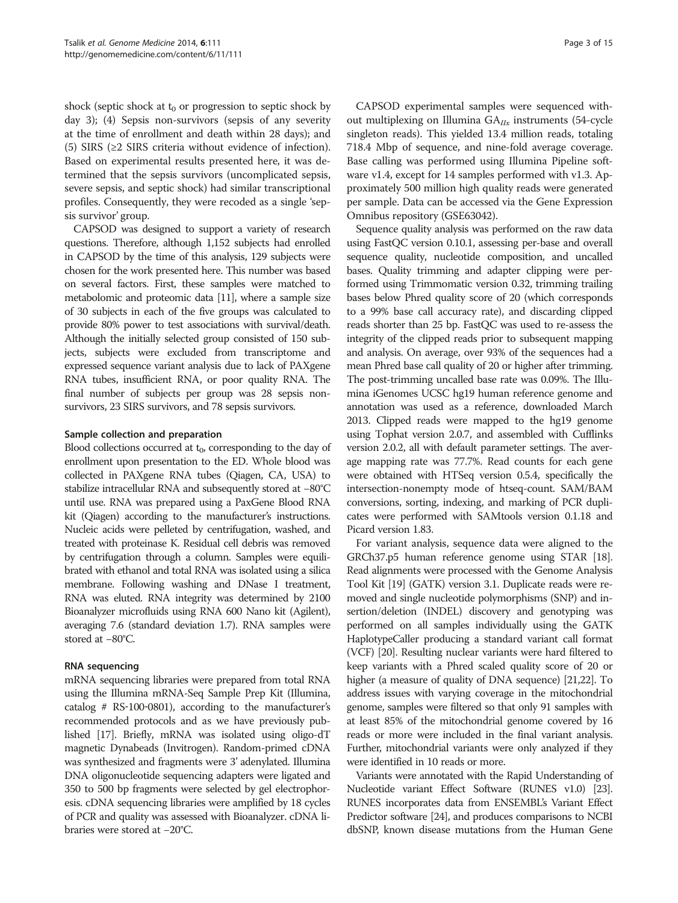shock (septic shock at $t_0$ or progression to septic shock by day 3); (4) Sepsis non-survivors (sepsis of any severity at the time of enrollment and death within 28 days); and (5) SIRS (≥2 SIRS criteria without evidence of infection). Based on experimental results presented here, it was determined that the sepsis survivors (uncomplicated sepsis, severe sepsis, and septic shock) had similar transcriptional profiles. Consequently, they were recoded as a single 'sepsis survivor' group.

CAPSOD was designed to support a variety of research questions. Therefore, although 1,152 subjects had enrolled in CAPSOD by the time of this analysis, 129 subjects were chosen for the work presented here. This number was based on several factors. First, these samples were matched to metabolomic and proteomic data [11], where a sample size of 30 subjects in each of the five groups was calculated to provide 80% power to test associations with survival/death. Although the initially selected group consisted of 150 subjects, subjects were excluded from transcriptome and expressed sequence variant analysis due to lack of PAXgene RNA tubes, insufficient RNA, or poor quality RNA. The final number of subjects per group was 28 sepsis non-survivors, 23 SIRS survivors, and 78 sepsis survivors.

#### Sample collection and preparation

Blood collections occurred at $t_0$, corresponding to the day of enrollment upon presentation to the ED. Whole blood was collected in PAXgene RNA tubes (Qiagen, CA, USA) to stabilize intracellular RNA and subsequently stored at −80°C until use. RNA was prepared using a PaxGene Blood RNA kit (Qiagen) according to the manufacturer's instructions. Nucleic acids were pelleted by centrifugation, washed, and treated with proteinase K. Residual cell debris was removed by centrifugation through a column. Samples were equilibrated with ethanol and total RNA was isolated using a silica membrane. Following washing and DNase I treatment, RNA was eluted. RNA integrity was determined by 2100 Bioanalyzer microfluids using RNA 600 Nano kit (Agilent), averaging 7.6 (standard deviation 1.7). RNA samples were stored at −80°C.

#### RNA sequencing

mRNA sequencing libraries were prepared from total RNA using the Illumina mRNA-Seq Sample Prep Kit (Illumina, catalog # RS-100-0801), according to the manufacturer's recommended protocols and as we have previously published [17]. Briefly, mRNA was isolated using oligo-dT magnetic Dynabeads (Invitrogen). Random-primed cDNA was synthesized and fragments were 3' adenylated. Illumina DNA oligonucleotide sequencing adapters were ligated and 350 to 500 bp fragments were selected by gel electrophoresis. cDNA sequencing libraries were amplified by 18 cycles of PCR and quality was assessed with Bioanalyzer. cDNA libraries were stored at −20°C.

CAPSOD experimental samples were sequenced without multiplexing on Illumina $GA_{IIx}$ instruments (54-cycle singleton reads). This yielded 13.4 million reads, totaling 718.4 Mbp of sequence, and nine-fold average coverage. Base calling was performed using Illumina Pipeline software v1.4, except for 14 samples performed with v1.3. Approximately 500 million high quality reads were generated per sample. Data can be accessed via the Gene Expression Omnibus repository (GSE63042).

Sequence quality analysis was performed on the raw data using FastQC version 0.10.1, assessing per-base and overall sequence quality, nucleotide composition, and uncalled bases. Quality trimming and adapter clipping were performed using Trimmomatic version 0.32, trimming trailing bases below Phred quality score of 20 (which corresponds to a 99% base call accuracy rate), and discarding clipped reads shorter than 25 bp. FastQC was used to re-assess the integrity of the clipped reads prior to subsequent mapping and analysis. On average, over 93% of the sequences had a mean Phred base call quality of 20 or higher after trimming. The post-trimming uncalled base rate was 0.09%. The Illumina iGenomes UCSC hg19 human reference genome and annotation was used as a reference, downloaded March 2013. Clipped reads were mapped to the hg19 genome using Tophat version 2.0.7, and assembled with Cufflinks version 2.0.2, all with default parameter settings. The average mapping rate was 77.7%. Read counts for each gene were obtained with HTSeq version 0.5.4, specifically the intersection-nonempty mode of htseq-count. SAM/BAM conversions, sorting, indexing, and marking of PCR duplicates were performed with SAMtools version 0.1.18 and Picard version 1.83.

For variant analysis, sequence data were aligned to the GRCh37.p5 human reference genome using STAR [18]. Read alignments were processed with the Genome Analysis Tool Kit [19] (GATK) version 3.1. Duplicate reads were removed and single nucleotide polymorphisms (SNP) and insertion/deletion (INDEL) discovery and genotyping was performed on all samples individually using the GATK HaplotypeCaller producing a standard variant call format (VCF) [20]. Resulting nuclear variants were hard filtered to keep variants with a Phred scaled quality score of 20 or higher (a measure of quality of DNA sequence) [21,22]. To address issues with varying coverage in the mitochondrial genome, samples were filtered so that only 91 samples with at least 85% of the mitochondrial genome covered by 16 reads or more were included in the final variant analysis. Further, mitochondrial variants were only analyzed if they were identified in 10 reads or more.

Variants were annotated with the Rapid Understanding of Nucleotide variant Effect Software (RUNES v1.0) [23]. RUNES incorporates data from ENSEMBL's Variant Effect Predictor software [24], and produces comparisons to NCBI dbSNP, known disease mutations from the Human Gene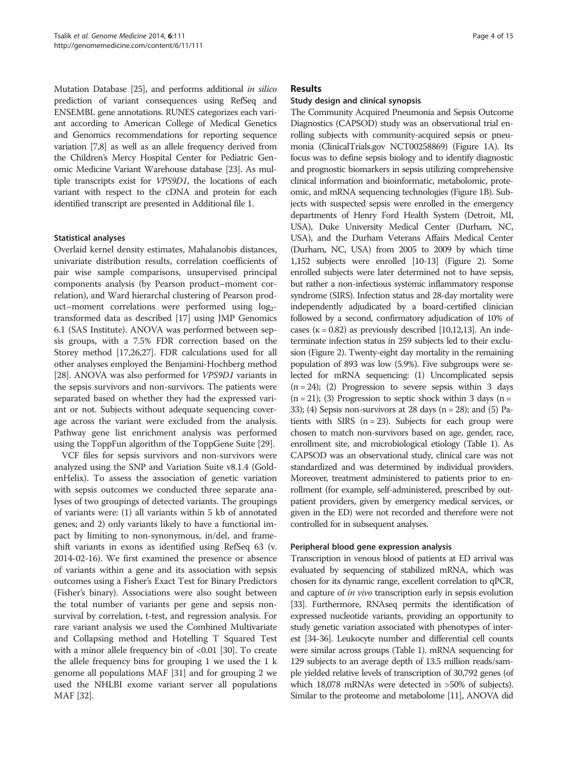Mutation Database [25], and performs additional *in silico* prediction of variant consequences using RefSeq and ENSEMBL gene annotations. RUNES categorizes each variant according to American College of Medical Genetics and Genomics recommendations for reporting sequence variation [7,8] as well as an allele frequency derived from the Children's Mercy Hospital Center for Pediatric Genomic Medicine Variant Warehouse database [23]. As multiple transcripts exist for *VPS9D1*, the locations of each variant with respect to the cDNA and protein for each identified transcript are presented in Additional file 1.

### Statistical analyses

Overlaid kernel density estimates, Mahalanobis distances, univariate distribution results, correlation coefficients of pair wise sample comparisons, unsupervised principal components analysis (by Pearson product–moment correlation), and Ward hierarchal clustering of Pearson product–moment correlations were performed using $\log_2$-transformed data as described [17] using JMP Genomics 6.1 (SAS Institute). ANOVA was performed between sepsis groups, with a 7.5% FDR correction based on the Storey method [17,26,27]. FDR calculations used for all other analyses employed the Benjamini-Hochberg method [28]. ANOVA was also performed for *VPS9D1* variants in the sepsis survivors and non-survivors. The patients were separated based on whether they had the expressed variant or not. Subjects without adequate sequencing coverage across the variant were excluded from the analysis. Pathway gene list enrichment analysis was performed using the ToppFun algorithm of the ToppGene Suite [29].

VCF files for sepsis survivors and non-survivors were analyzed using the SNP and Variation Suite v8.1.4 (GoldenHelix). To assess the association of genetic variation with sepsis outcomes we conducted three separate analyses of two groupings of detected variants. The groupings of variants were: (1) all variants within 5 kb of annotated genes; and 2) only variants likely to have a functional impact by limiting to non-synonymous, in/del, and frameshift variants in exons as identified using RefSeq 63 (v. 2014-02-16). We first examined the presence or absence of variants within a gene and its association with sepsis outcomes using a Fisher's Exact Test for Binary Predictors (Fisher's binary). Associations were also sought between the total number of variants per gene and sepsis nonsurvival by correlation, t-test, and regression analysis. For rare variant analysis we used the Combined Multivariate and Collapsing method and Hotelling T Squared Test with a minor allele frequency bin of <0.01 [30]. To create the allele frequency bins for grouping 1 we used the 1 k genome all populations MAF [31] and for grouping 2 we used the NHLBI exome variant server all populations MAF [32].

## Results

### Study design and clinical synopsis

The Community Acquired Pneumonia and Sepsis Outcome Diagnostics (CAPSOD) study was an observational trial enrolling subjects with community-acquired sepsis or pneumonia (ClinicalTrials.gov NCT00258869) (Figure 1A). Its focus was to define sepsis biology and to identify diagnostic and prognostic biomarkers in sepsis utilizing comprehensive clinical information and bioinformatic, metabolomic, proteomic, and mRNA sequencing technologies (Figure 1B). Subjects with suspected sepsis were enrolled in the emergency departments of Henry Ford Health System (Detroit, MI, USA), Duke University Medical Center (Durham, NC, USA), and the Durham Veterans Affairs Medical Center (Durham, NC, USA) from 2005 to 2009 by which time 1,152 subjects were enrolled [10-13] (Figure 2). Some enrolled subjects were later determined not to have sepsis, but rather a non-infectious systemic inflammatory response syndrome (SIRS). Infection status and 28-day mortality were independently adjudicated by a board-certified clinician followed by a second, confirmatory adjudication of 10% of cases ($\kappa = 0.82$) as previously described [10,12,13]. An indeterminate infection status in 259 subjects led to their exclusion (Figure 2). Twenty-eight day mortality in the remaining population of 893 was low (5.9%). Five subgroups were selected for mRNA sequencing: (1) Uncomplicated sepsis ($n = 24$); (2) Progression to severe sepsis within 3 days ($n = 21$); (3) Progression to septic shock within 3 days ($n = 33$); (4) Sepsis non-survivors at 28 days ($n = 28$); and (5) Patients with SIRS ($n = 23$). Subjects for each group were chosen to match non-survivors based on age, gender, race, enrollment site, and microbiological etiology (Table 1). As CAPSOD was an observational study, clinical care was not standardized and was determined by individual providers. Moreover, treatment administered to patients prior to enrollment (for example, self-administered, prescribed by outpatient providers, given by emergency medical services, or given in the ED) were not recorded and therefore were not controlled for in subsequent analyses.

### Peripheral blood gene expression analysis

Transcription in venous blood of patients at ED arrival was evaluated by sequencing of stabilized mRNA, which was chosen for its dynamic range, excellent correlation to qPCR, and capture of *in vivo* transcription early in sepsis evolution [33]. Furthermore, RNAseq permits the identification of expressed nucleotide variants, providing an opportunity to study genetic variation associated with phenotypes of interest [34-36]. Leukocyte number and differential cell counts were similar across groups (Table 1). mRNA sequencing for 129 subjects to an average depth of 13.5 million reads/sample yielded relative levels of transcription of 30,792 genes (of which 18,078 mRNAs were detected in >50% of subjects). Similar to the proteome and metabolome [11], ANOVA did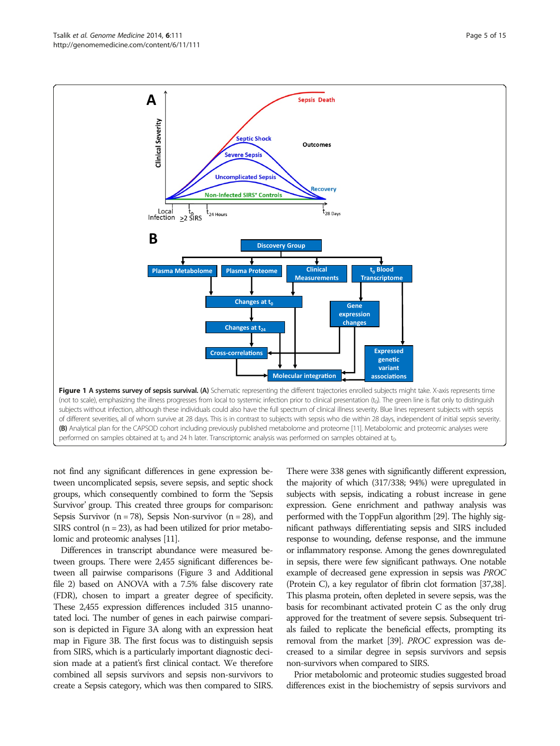**Figure 1 A systems survey of sepsis survival. (A)** Schematic representing the different trajectories enrolled subjects might take. X-axis represents time (not to scale), emphasizing the illness progresses from local to systemic infection prior to clinical presentation ($t_0$). The green line is flat only to distinguish subjects without infection, although these individuals could also have the full spectrum of clinical illness severity. Blue lines represent subjects with sepsis of different severities, all of whom survive at 28 days. This is in contrast to subjects with sepsis who die within 28 days, independent of initial sepsis severity. **(B)** Analytical plan for the CAPSOD cohort including previously published metabolome and proteome [11]. Metabolomic and proteomic analyses were performed on samples obtained at $t_0$ and 24 h later. Transcriptomic analysis was performed on samples obtained at $t_0$.

not find any significant differences in gene expression between uncomplicated sepsis, severe sepsis, and septic shock groups, which consequently combined to form the 'Sepsis Survivor' group. This created three groups for comparison: Sepsis Survivor (n = 78), Sepsis Non-survivor (n = 28), and SIRS control (n = 23), as had been utilized for prior metabolomic and proteomic analyses [11].

Differences in transcript abundance were measured between groups. There were 2,455 significant differences between all pairwise comparisons (Figure 3 and Additional file 2) based on ANOVA with a 7.5% false discovery rate (FDR), chosen to impart a greater degree of specificity. These 2,455 expression differences included 315 unannotated loci. The number of genes in each pairwise comparison is depicted in Figure 3A along with an expression heat map in Figure 3B. The first focus was to distinguish sepsis from SIRS, which is a particularly important diagnostic decision made at a patient's first clinical contact. We therefore combined all sepsis survivors and sepsis non-survivors to create a Sepsis category, which was then compared to SIRS. There were 338 genes with significantly different expression, the majority of which (317/338; 94%) were upregulated in subjects with sepsis, indicating a robust increase in gene expression. Gene enrichment and pathway analysis was performed with the ToppFun algorithm [29]. The highly significant pathways differentiating sepsis and SIRS included response to wounding, defense response, and the immune or inflammatory response. Among the genes downregulated in sepsis, there were few significant pathways. One notable example of decreased gene expression in sepsis was *PROC* (Protein C), a key regulator of fibrin clot formation [37,38]. This plasma protein, often depleted in severe sepsis, was the basis for recombinant activated protein C as the only drug approved for the treatment of severe sepsis. Subsequent trials failed to replicate the beneficial effects, prompting its removal from the market [39]. *PROC* expression was decreased to a similar degree in sepsis survivors and sepsis non-survivors when compared to SIRS.

Prior metabolomic and proteomic studies suggested broad differences exist in the biochemistry of sepsis survivors and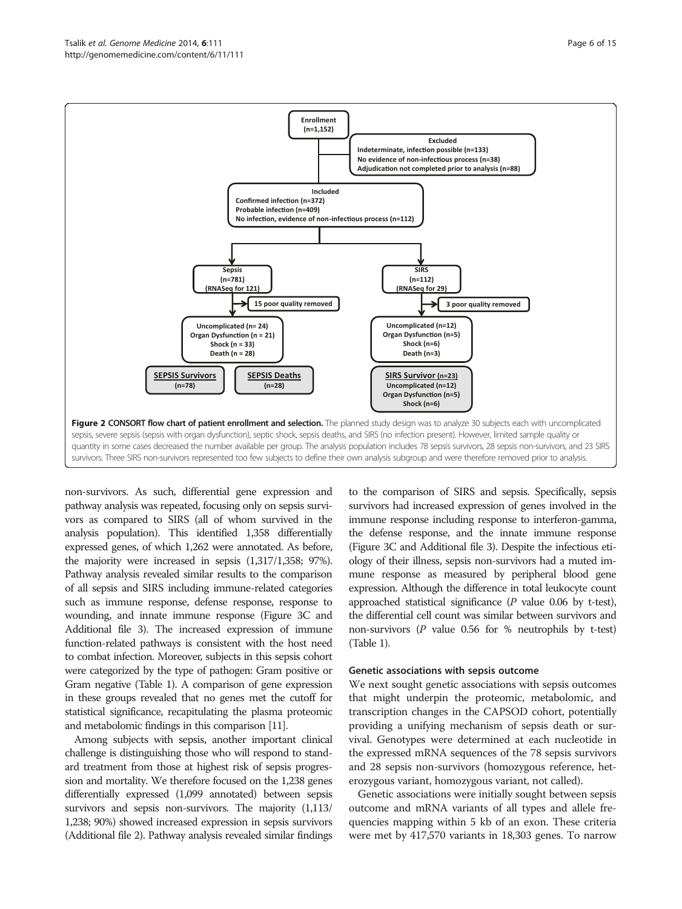Enrollment
(n=1,152)

Excluded
Indeterminate, infection possible (n=133)
No evidence of non-infectious process (n=38)
Adjudication not completed prior to analysis (n=88)

Included
Confirmed infection (n=372)
Probable infection (n=409)
No infection, evidence of non-infectious process (n=112)

Sepsis
(n=781)
(RNASeq for 121)

15 poor quality removed

Uncomplicated (n= 24)
Organ Dysfunction (n = 21)
Shock (n = 33)
Death (n = 28)

SEPSIS Survivors
(n=78)

SEPSIS Deaths
(n=28)

SIRS
(n=112)
(RNASeq for 29)

3 poor quality removed

Uncomplicated (n=12)
Organ Dysfunction (n=5)
Shock (n=6)
Death (n=3)

SIRS Survivor (n=23)
Uncomplicated (n=12)
Organ Dysfunction (n=5)
Shock (n=6)

**Figure 2 CONSORT flow chart of patient enrollment and selection.** The planned study design was to analyze 30 subjects each with uncomplicated sepsis, severe sepsis (sepsis with organ dysfunction), septic shock, sepsis deaths, and SIRS (no infection present). However, limited sample quality or quantity in some cases decreased the number available per group. The analysis population includes 78 sepsis survivors, 28 sepsis non-survivors, and 23 SIRS survivors. Three SIRS non-survivors represented too few subjects to define their own analysis subgroup and were therefore removed prior to analysis.

non-survivors. As such, differential gene expression and pathway analysis was repeated, focusing only on sepsis survivors as compared to SIRS (all of whom survived in the analysis population). This identified 1,358 differentially expressed genes, of which 1,262 were annotated. As before, the majority were increased in sepsis (1,317/1,358; 97%). Pathway analysis revealed similar results to the comparison of all sepsis and SIRS including immune-related categories such as immune response, defense response, response to wounding, and innate immune response (Figure 3C and Additional file 3). The increased expression of immune function-related pathways is consistent with the host need to combat infection. Moreover, subjects in this sepsis cohort were categorized by the type of pathogen: Gram positive or Gram negative (Table 1). A comparison of gene expression in these groups revealed that no genes met the cutoff for statistical significance, recapitulating the plasma proteomic and metabolomic findings in this comparison [11].

Among subjects with sepsis, another important clinical challenge is distinguishing those who will respond to standard treatment from those at highest risk of sepsis progression and mortality. We therefore focused on the 1,238 genes differentially expressed (1,099 annotated) between sepsis survivors and sepsis non-survivors. The majority (1,113/1,238; 90%) showed increased expression in sepsis survivors (Additional file 2). Pathway analysis revealed similar findings to the comparison of SIRS and sepsis. Specifically, sepsis survivors had increased expression of genes involved in the immune response including response to interferon-gamma, the defense response, and the innate immune response (Figure 3C and Additional file 3). Despite the infectious etiology of their illness, sepsis non-survivors had a muted immune response as measured by peripheral blood gene expression. Although the difference in total leukocyte count approached statistical significance (*P* value 0.06 by t-test), the differential cell count was similar between survivors and non-survivors (*P* value 0.56 for % neutrophils by t-test) (Table 1).

### Genetic associations with sepsis outcome

We next sought genetic associations with sepsis outcomes that might underpin the proteomic, metabolomic, and transcription changes in the CAPSOD cohort, potentially providing a unifying mechanism of sepsis death or survival. Genotypes were determined at each nucleotide in the expressed mRNA sequences of the 78 sepsis survivors and 28 sepsis non-survivors (homozygous reference, heterozygous variant, homozygous variant, not called).

Genetic associations were initially sought between sepsis outcome and mRNA variants of all types and allele frequencies mapping within 5 kb of an exon. These criteria were met by 417,570 variants in 18,303 genes. To narrow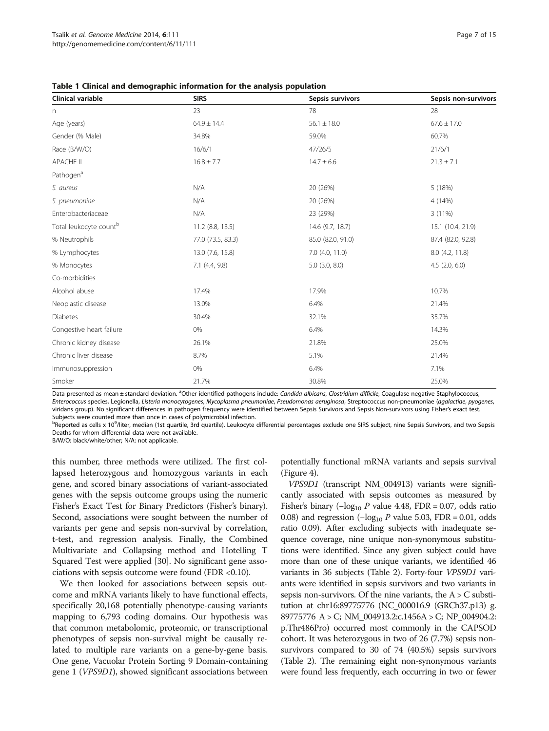**Table 1 Clinical and demographic information for the analysis population**

| Clinical variable | SIRS | Sepsis survivors | Sepsis non-survivors |
|---|---|---|---|
| n | 23 | 78 | 28 |
| Age (years) | 64.9 ± 14.4 | 56.1 ± 18.0 | 67.6 ± 17.0 |
| Gender (% Male) | 34.8% | 59.0% | 60.7% |
| Race (B/W/O) | 16/6/1 | 47/26/5 | 21/6/1 |
| APACHE II | 16.8 ± 7.7 | 14.7 ± 6.6 | 21.3 ± 7.1 |
| Pathogen[a] | | | |
| *S. aureus* | N/A | 20 (26%) | 5 (18%) |
| *S. pneumoniae* | N/A | 20 (26%) | 4 (14%) |
| Enterobacteriaceae | N/A | 23 (29%) | 3 (11%) |
| Total leukocyte count[b] | 11.2 (8.8, 13.5) | 14.6 (9.7, 18.7) | 15.1 (10.4, 21.9) |
| % Neutrophils | 77.0 (73.5, 83.3) | 85.0 (82.0, 91.0) | 87.4 (82.0, 92.8) |
| % Lymphocytes | 13.0 (7.6, 15.8) | 7.0 (4.0, 11.0) | 8.0 (4.2, 11.8) |
| % Monocytes | 7.1 (4.4, 9.8) | 5.0 (3.0, 8.0) | 4.5 (2.0, 6.0) |
| Co-morbidities | | | |
| Alcohol abuse | 17.4% | 17.9% | 10.7% |
| Neoplastic disease | 13.0% | 6.4% | 21.4% |
| Diabetes | 30.4% | 32.1% | 35.7% |
| Congestive heart failure | 0% | 6.4% | 14.3% |
| Chronic kidney disease | 26.1% | 21.8% | 25.0% |
| Chronic liver disease | 8.7% | 5.1% | 21.4% |
| Immunosuppression | 0% | 6.4% | 7.1% |
| Smoker | 21.7% | 30.8% | 25.0% |

Data presented as mean ± standard deviation. [a]Other identified pathogens include: *Candida albicans*, *Clostridium difficile*, Coagulase-negative Staphylococcus, *Enterococcus* species, Legionella, *Listeria monocytogenes*, *Mycoplasma pneumoniae*, *Pseudomonas aeruginosa*, Streptococcus non-pneumoniae (*agalactiae*, *pyogenes*, viridans group). No significant differences in pathogen frequency were identified between Sepsis Survivors and Sepsis Non-survivors using Fisher's exact test. Subjects were counted more than once in cases of polymicrobial infection.
[b]Reported as cells x $10^9$/liter, median (1st quartile, 3rd quartile). Leukocyte differential percentages exclude one SIRS subject, nine Sepsis Survivors, and two Sepsis Deaths for whom differential data were not available.
B/W/O: black/white/other; N/A: not applicable.

this number, three methods were utilized. The first collapsed heterozygous and homozygous variants in each gene, and scored binary associations of variant-associated genes with the sepsis outcome groups using the numeric Fisher's Exact Test for Binary Predictors (Fisher's binary). Second, associations were sought between the number of variants per gene and sepsis non-survival by correlation, t-test, and regression analysis. Finally, the Combined Multivariate and Collapsing method and Hotelling T Squared Test were applied [30]. No significant gene associations with sepsis outcome were found (FDR <0.10).

We then looked for associations between sepsis outcome and mRNA variants likely to have functional effects, specifically 20,168 potentially phenotype-causing variants mapping to 6,793 coding domains. Our hypothesis was that common metabolomic, proteomic, or transcriptional phenotypes of sepsis non-survival might be causally related to multiple rare variants on a gene-by-gene basis. One gene, Vacuolar Protein Sorting 9 Domain-containing gene 1 (*VPS9D1*), showed significant associations between potentially functional mRNA variants and sepsis survival (Figure 4).

*VPS9D1* (transcript NM_004913) variants were significantly associated with sepsis outcomes as measured by Fisher's binary ($-\log_{10}$ *P* value 4.48, FDR = 0.07, odds ratio 0.08) and regression ($-\log_{10}$ *P* value 5.03, FDR = 0.01, odds ratio 0.09). After excluding subjects with inadequate sequence coverage, nine unique non-synonymous substitutions were identified. Since any given subject could have more than one of these unique variants, we identified 46 variants in 36 subjects (Table 2). Forty-four *VPS9D1* variants were identified in sepsis survivors and two variants in sepsis non-survivors. Of the nine variants, the A > C substitution at chr16:89775776 (NC_000016.9 (GRCh37.p13) g. 89775776 A > C; NM_004913.2:c.1456A > C; NP_004904.2: p.Thr486Pro) occurred most commonly in the CAPSOD cohort. It was heterozygous in two of 26 (7.7%) sepsis non-survivors compared to 30 of 74 (40.5%) sepsis survivors (Table 2). The remaining eight non-synonymous variants were found less frequently, each occurring in two or fewer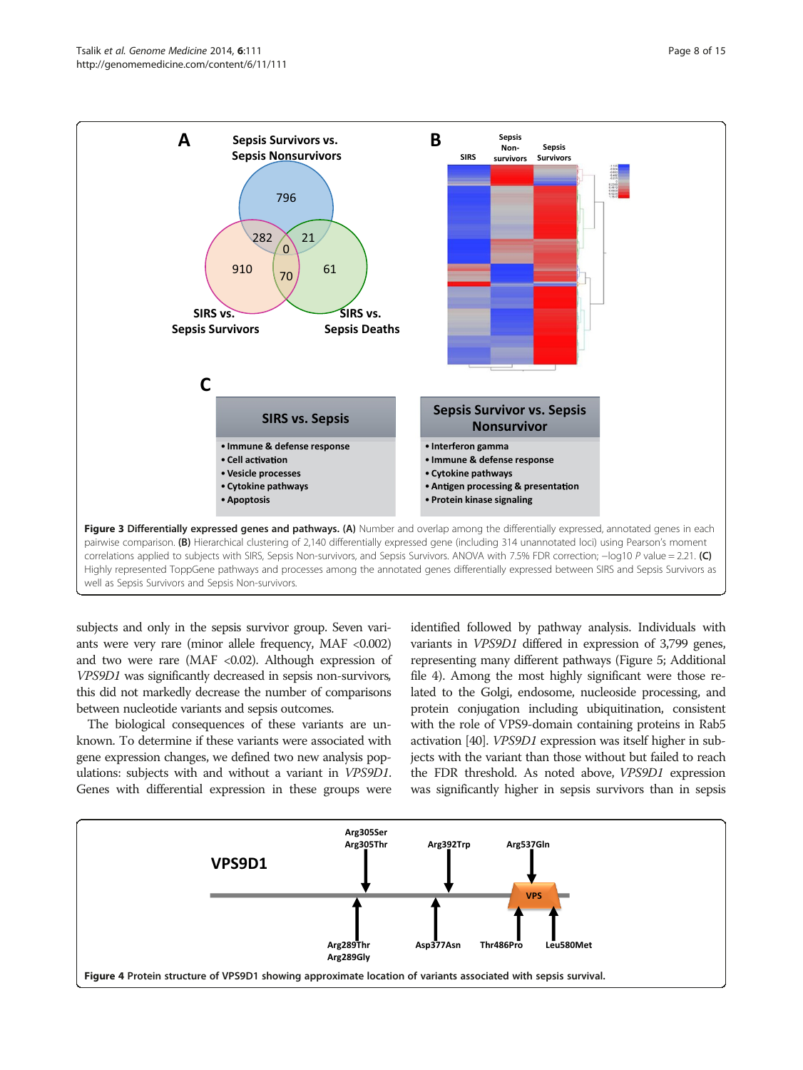**Figure 3 Differentially expressed genes and pathways. (A)** Number and overlap among the differentially expressed, annotated genes in each pairwise comparison. **(B)** Hierarchical clustering of 2,140 differentially expressed gene (including 314 unannotated loci) using Pearson's moment correlations applied to subjects with SIRS, Sepsis Non-survivors, and Sepsis Survivors. ANOVA with 7.5% FDR correction; −log10 *P* value = 2.21. **(C)** Highly represented ToppGene pathways and processes among the annotated genes differentially expressed between SIRS and Sepsis Survivors as well as Sepsis Survivors and Sepsis Non-survivors.

subjects and only in the sepsis survivor group. Seven variants were very rare (minor allele frequency, MAF <0.002) and two were rare (MAF <0.02). Although expression of *VPS9D1* was significantly decreased in sepsis non-survivors, this did not markedly decrease the number of comparisons between nucleotide variants and sepsis outcomes.

The biological consequences of these variants are unknown. To determine if these variants were associated with gene expression changes, we defined two new analysis populations: subjects with and without a variant in *VPS9D1*. Genes with differential expression in these groups were identified followed by pathway analysis. Individuals with variants in *VPS9D1* differed in expression of 3,799 genes, representing many different pathways (Figure 5; Additional file 4). Among the most highly significant were those related to the Golgi, endosome, nucleoside processing, and protein conjugation including ubiquitination, consistent with the role of VPS9-domain containing proteins in Rab5 activation [40]. *VPS9D1* expression was itself higher in subjects with the variant than those without but failed to reach the FDR threshold. As noted above, *VPS9D1* expression was significantly higher in sepsis survivors than in sepsis

**Figure 4 Protein structure of VPS9D1 showing approximate location of variants associated with sepsis survival.**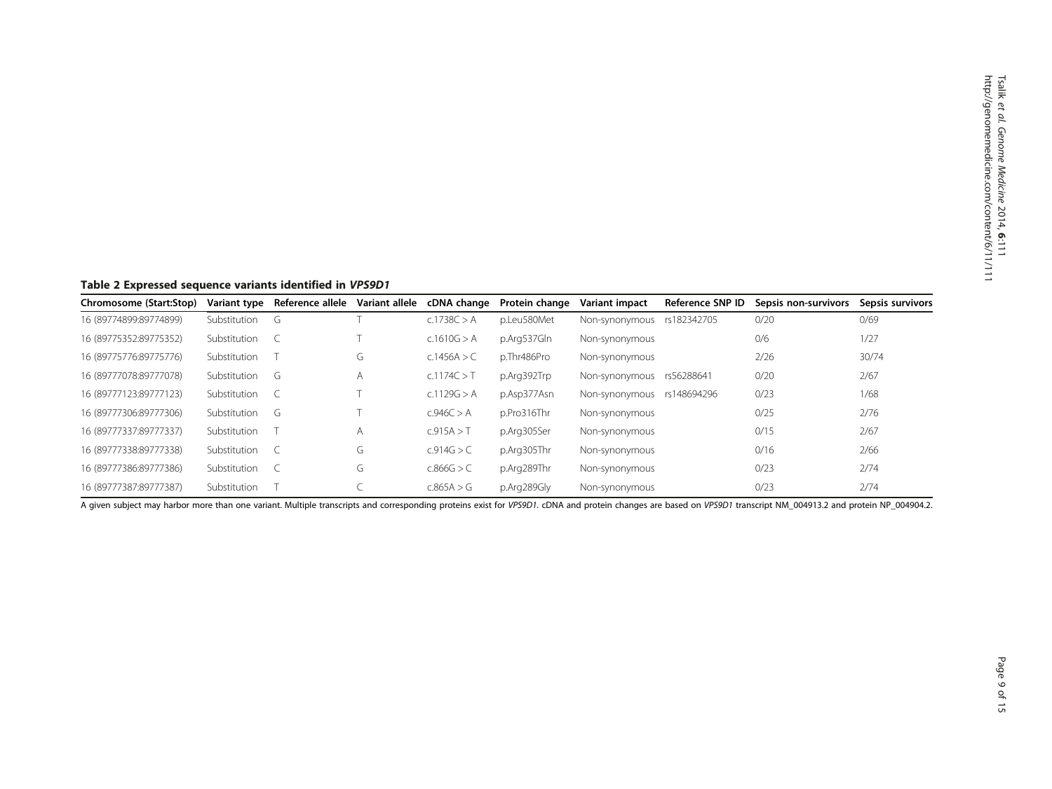**Table 2 Expressed sequence variants identified in *VPS9D1***

| Chromosome (Start:Stop) | Variant type | Reference allele | Variant allele | cDNA change | Protein change | Variant impact | Reference SNP ID | Sepsis non-survivors | Sepsis survivors |
|---|---|---|---|---|---|---|---|---|---|
| 16 (89774899:89774899) | Substitution | G | T | c.1738C > A | p.Leu580Met | Non-synonymous | rs182342705 | 0/20 | 0/69 |
| 16 (89775352:89775352) | Substitution | C | T | c.1610G > A | p.Arg537Gln | Non-synonymous | | 0/6 | 1/27 |
| 16 (89775776:89775776) | Substitution | T | G | c.1456A > C | p.Thr486Pro | Non-synonymous | | 2/26 | 30/74 |
| 16 (89777078:89777078) | Substitution | G | A | c.1174C > T | p.Arg392Trp | Non-synonymous | rs56288641 | 0/20 | 2/67 |
| 16 (89777123:89777123) | Substitution | C | T | c.1129G > A | p.Asp377Asn | Non-synonymous | rs148694296 | 0/23 | 1/68 |
| 16 (89777306:89777306) | Substitution | G | T | c.946C > A | p.Pro316Thr | Non-synonymous | | 0/25 | 2/76 |
| 16 (89777337:89777337) | Substitution | T | A | c.915A > T | p.Arg305Ser | Non-synonymous | | 0/15 | 2/67 |
| 16 (89777338:89777338) | Substitution | C | G | c.914G > C | p.Arg305Thr | Non-synonymous | | 0/16 | 2/66 |
| 16 (89777386:89777386) | Substitution | C | G | c.866G > C | p.Arg289Thr | Non-synonymous | | 0/23 | 2/74 |
| 16 (89777387:89777387) | Substitution | T | C | c.865A > G | p.Arg289Gly | Non-synonymous | | 0/23 | 2/74 |

A given subject may harbor more than one variant. Multiple transcripts and corresponding proteins exist for *VPS9D1*. cDNA and protein changes are based on *VPS9D1* transcript NM_004913.2 and protein NP_004904.2.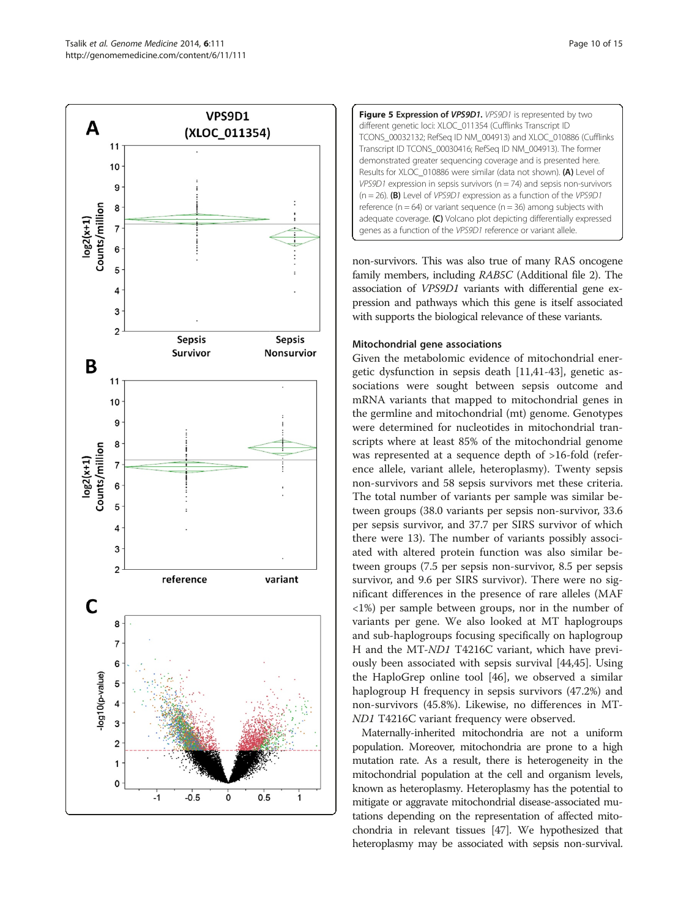**Figure 5 Expression of *VPS9D1*.** *VPS9D1* is represented by two different genetic loci: XLOC_011354 (Cufflinks Transcript ID TCONS_00032132; RefSeq ID NM_004913) and XLOC_010886 (Cufflinks Transcript ID TCONS_00030416; RefSeq ID NM_004913). The former demonstrated greater sequencing coverage and is presented here. Results for XLOC_010886 were similar (data not shown). **(A)** Level of *VPS9D1* expression in sepsis survivors (n = 74) and sepsis non-survivors (n = 26). **(B)** Level of *VPS9D1* expression as a function of the *VPS9D1* reference (n = 64) or variant sequence (n = 36) among subjects with adequate coverage. **(C)** Volcano plot depicting differentially expressed genes as a function of the *VPS9D1* reference or variant allele.

non-survivors. This was also true of many RAS oncogene family members, including *RAB5C* (Additional file 2). The association of *VPS9D1* variants with differential gene expression and pathways which this gene is itself associated with supports the biological relevance of these variants.

### Mitochondrial gene associations

Given the metabolomic evidence of mitochondrial energetic dysfunction in sepsis death [11,41-43], genetic associations were sought between sepsis outcome and mRNA variants that mapped to mitochondrial genes in the germline and mitochondrial (mt) genome. Genotypes were determined for nucleotides in mitochondrial transcripts where at least 85% of the mitochondrial genome was represented at a sequence depth of >16-fold (reference allele, variant allele, heteroplasmy). Twenty sepsis non-survivors and 58 sepsis survivors met these criteria. The total number of variants per sample was similar between groups (38.0 variants per sepsis non-survivor, 33.6 per sepsis survivor, and 37.7 per SIRS survivor of which there were 13). The number of variants possibly associated with altered protein function was also similar between groups (7.5 per sepsis non-survivor, 8.5 per sepsis survivor, and 9.6 per SIRS survivor). There were no significant differences in the presence of rare alleles (MAF <1%) per sample between groups, nor in the number of variants per gene. We also looked at MT haplogroups and sub-haplogroups focusing specifically on haplogroup H and the MT-*ND1* T4216C variant, which have previously been associated with sepsis survival [44,45]. Using the HaploGrep online tool [46], we observed a similar haplogroup H frequency in sepsis survivors (47.2%) and non-survivors (45.8%). Likewise, no differences in MT-*ND1* T4216C variant frequency were observed.

Maternally-inherited mitochondria are not a uniform population. Moreover, mitochondria are prone to a high mutation rate. As a result, there is heterogeneity in the mitochondrial population at the cell and organism levels, known as heteroplasmy. Heteroplasmy has the potential to mitigate or aggravate mitochondrial disease-associated mutations depending on the representation of affected mitochondria in relevant tissues [47]. We hypothesized that heteroplasmy may be associated with sepsis non-survival.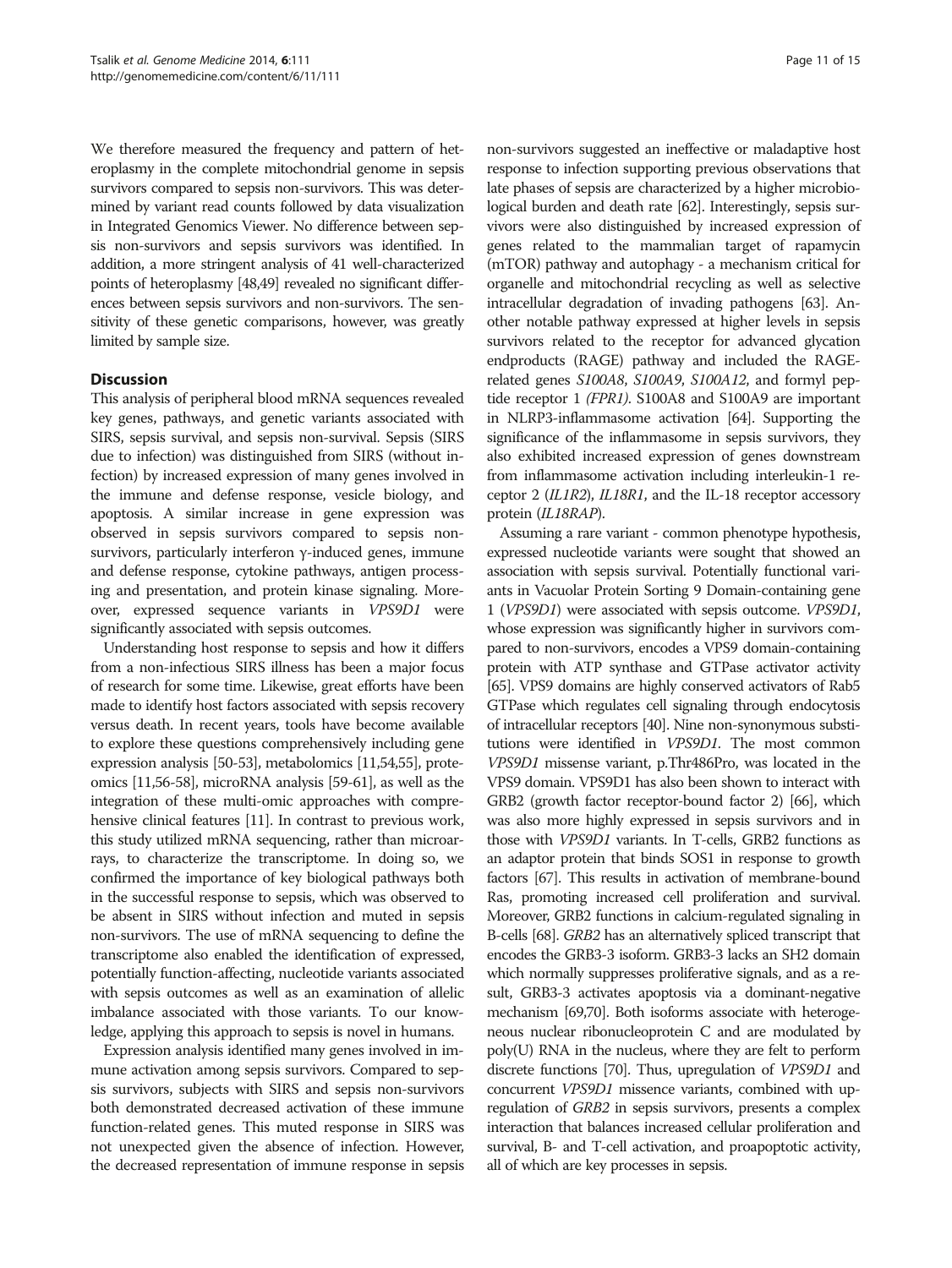We therefore measured the frequency and pattern of heteroplasmy in the complete mitochondrial genome in sepsis survivors compared to sepsis non-survivors. This was determined by variant read counts followed by data visualization in Integrated Genomics Viewer. No difference between sepsis non-survivors and sepsis survivors was identified. In addition, a more stringent analysis of 41 well-characterized points of heteroplasmy [48,49] revealed no significant differences between sepsis survivors and non-survivors. The sensitivity of these genetic comparisons, however, was greatly limited by sample size.

## Discussion

This analysis of peripheral blood mRNA sequences revealed key genes, pathways, and genetic variants associated with SIRS, sepsis survival, and sepsis non-survival. Sepsis (SIRS due to infection) was distinguished from SIRS (without infection) by increased expression of many genes involved in the immune and defense response, vesicle biology, and apoptosis. A similar increase in gene expression was observed in sepsis survivors compared to sepsis non-survivors, particularly interferon γ-induced genes, immune and defense response, cytokine pathways, antigen processing and presentation, and protein kinase signaling. Moreover, expressed sequence variants in *VPS9D1* were significantly associated with sepsis outcomes.

Understanding host response to sepsis and how it differs from a non-infectious SIRS illness has been a major focus of research for some time. Likewise, great efforts have been made to identify host factors associated with sepsis recovery versus death. In recent years, tools have become available to explore these questions comprehensively including gene expression analysis [50-53], metabolomics [11,54,55], proteomics [11,56-58], microRNA analysis [59-61], as well as the integration of these multi-omic approaches with comprehensive clinical features [11]. In contrast to previous work, this study utilized mRNA sequencing, rather than microarrays, to characterize the transcriptome. In doing so, we confirmed the importance of key biological pathways both in the successful response to sepsis, which was observed to be absent in SIRS without infection and muted in sepsis non-survivors. The use of mRNA sequencing to define the transcriptome also enabled the identification of expressed, potentially function-affecting, nucleotide variants associated with sepsis outcomes as well as an examination of allelic imbalance associated with those variants. To our knowledge, applying this approach to sepsis is novel in humans.

Expression analysis identified many genes involved in immune activation among sepsis survivors. Compared to sepsis survivors, subjects with SIRS and sepsis non-survivors both demonstrated decreased activation of these immune function-related genes. This muted response in SIRS was not unexpected given the absence of infection. However, the decreased representation of immune response in sepsis non-survivors suggested an ineffective or maladaptive host response to infection supporting previous observations that late phases of sepsis are characterized by a higher microbiological burden and death rate [62]. Interestingly, sepsis survivors were also distinguished by increased expression of genes related to the mammalian target of rapamycin (mTOR) pathway and autophagy - a mechanism critical for organelle and mitochondrial recycling as well as selective intracellular degradation of invading pathogens [63]. Another notable pathway expressed at higher levels in sepsis survivors related to the receptor for advanced glycation endproducts (RAGE) pathway and included the RAGE-related genes *S100A8*, *S100A9*, *S100A12*, and formyl peptide receptor 1 *(FPR1)*. S100A8 and S100A9 are important in NLRP3-inflammasome activation [64]. Supporting the significance of the inflammasome in sepsis survivors, they also exhibited increased expression of genes downstream from inflammasome activation including interleukin-1 receptor 2 (*IL1R2*), *IL18R1*, and the IL-18 receptor accessory protein (*IL18RAP*).

Assuming a rare variant - common phenotype hypothesis, expressed nucleotide variants were sought that showed an association with sepsis survival. Potentially functional variants in Vacuolar Protein Sorting 9 Domain-containing gene 1 (*VPS9D1*) were associated with sepsis outcome. *VPS9D1*, whose expression was significantly higher in survivors compared to non-survivors, encodes a VPS9 domain-containing protein with ATP synthase and GTPase activator activity [65]. VPS9 domains are highly conserved activators of Rab5 GTPase which regulates cell signaling through endocytosis of intracellular receptors [40]. Nine non-synonymous substitutions were identified in *VPS9D1*. The most common *VPS9D1* missense variant, p.Thr486Pro, was located in the VPS9 domain. VPS9D1 has also been shown to interact with GRB2 (growth factor receptor-bound factor 2) [66], which was also more highly expressed in sepsis survivors and in those with *VPS9D1* variants. In T-cells, GRB2 functions as an adaptor protein that binds SOS1 in response to growth factors [67]. This results in activation of membrane-bound Ras, promoting increased cell proliferation and survival. Moreover, GRB2 functions in calcium-regulated signaling in B-cells [68]. *GRB2* has an alternatively spliced transcript that encodes the GRB3-3 isoform. GRB3-3 lacks an SH2 domain which normally suppresses proliferative signals, and as a result, GRB3-3 activates apoptosis via a dominant-negative mechanism [69,70]. Both isoforms associate with heterogeneous nuclear ribonucleoprotein C and are modulated by poly(U) RNA in the nucleus, where they are felt to perform discrete functions [70]. Thus, upregulation of *VPS9D1* and concurrent *VPS9D1* missence variants, combined with upregulation of *GRB2* in sepsis survivors, presents a complex interaction that balances increased cellular proliferation and survival, B- and T-cell activation, and proapoptotic activity, all of which are key processes in sepsis.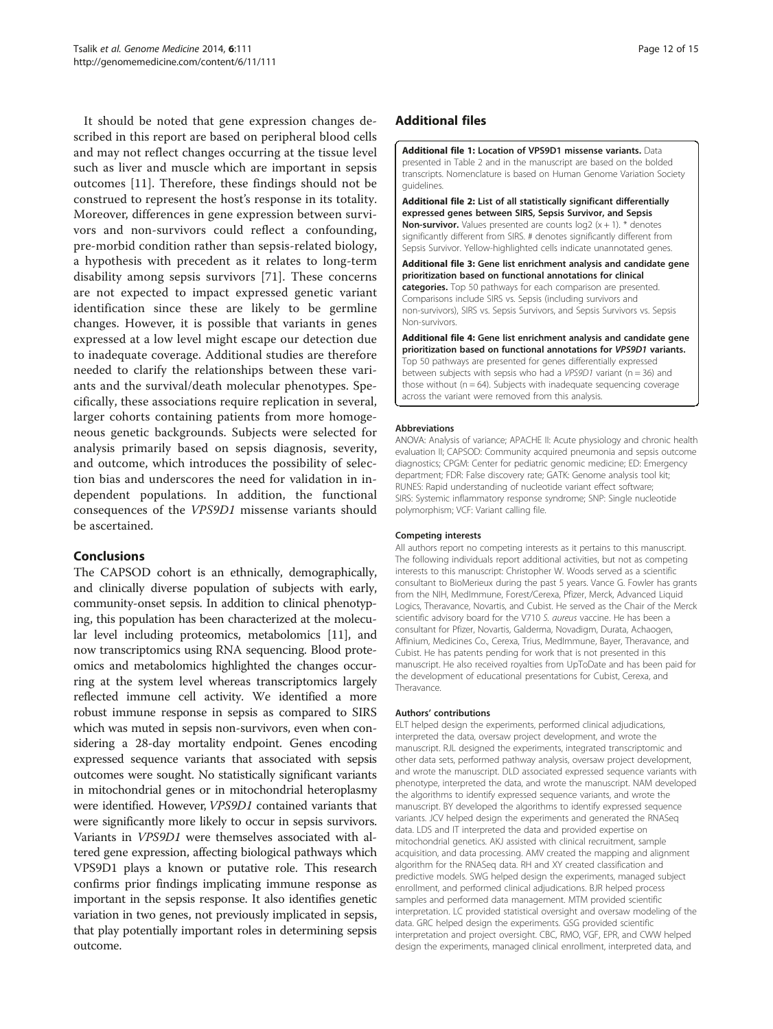It should be noted that gene expression changes described in this report are based on peripheral blood cells and may not reflect changes occurring at the tissue level such as liver and muscle which are important in sepsis outcomes [11]. Therefore, these findings should not be construed to represent the host's response in its totality. Moreover, differences in gene expression between survivors and non-survivors could reflect a confounding, pre-morbid condition rather than sepsis-related biology, a hypothesis with precedent as it relates to long-term disability among sepsis survivors [71]. These concerns are not expected to impact expressed genetic variant identification since these are likely to be germline changes. However, it is possible that variants in genes expressed at a low level might escape our detection due to inadequate coverage. Additional studies are therefore needed to clarify the relationships between these variants and the survival/death molecular phenotypes. Specifically, these associations require replication in several, larger cohorts containing patients from more homogeneous genetic backgrounds. Subjects were selected for analysis primarily based on sepsis diagnosis, severity, and outcome, which introduces the possibility of selection bias and underscores the need for validation in independent populations. In addition, the functional consequences of the *VPS9D1* missense variants should be ascertained.

## Conclusions

The CAPSOD cohort is an ethnically, demographically, and clinically diverse population of subjects with early, community-onset sepsis. In addition to clinical phenotyping, this population has been characterized at the molecular level including proteomics, metabolomics [11], and now transcriptomics using RNA sequencing. Blood proteomics and metabolomics highlighted the changes occurring at the system level whereas transcriptomics largely reflected immune cell activity. We identified a more robust immune response in sepsis as compared to SIRS which was muted in sepsis non-survivors, even when considering a 28-day mortality endpoint. Genes encoding expressed sequence variants that associated with sepsis outcomes were sought. No statistically significant variants in mitochondrial genes or in mitochondrial heteroplasmy were identified. However, *VPS9D1* contained variants that were significantly more likely to occur in sepsis survivors. Variants in *VPS9D1* were themselves associated with altered gene expression, affecting biological pathways which VPS9D1 plays a known or putative role. This research confirms prior findings implicating immune response as important in the sepsis response. It also identifies genetic variation in two genes, not previously implicated in sepsis, that play potentially important roles in determining sepsis outcome.

## Additional files

**Additional file 1: Location of VPS9D1 missense variants.** Data presented in Table 2 and in the manuscript are based on the bolded transcripts. Nomenclature is based on Human Genome Variation Society guidelines.

**Additional file 2: List of all statistically significant differentially expressed genes between SIRS, Sepsis Survivor, and Sepsis Non-survivor.** Values presented are counts log2 (x + 1). * denotes significantly different from SIRS. # denotes significantly different from Sepsis Survivor. Yellow-highlighted cells indicate unannotated genes.

**Additional file 3: Gene list enrichment analysis and candidate gene prioritization based on functional annotations for clinical categories.** Top 50 pathways for each comparison are presented. Comparisons include SIRS vs. Sepsis (including survivors and non-survivors), SIRS vs. Sepsis Survivors, and Sepsis Survivors vs. Sepsis Non-survivors.

**Additional file 4: Gene list enrichment analysis and candidate gene prioritization based on functional annotations for *VPS9D1* variants.** Top 50 pathways are presented for genes differentially expressed between subjects with sepsis who had a *VPS9D1* variant (n = 36) and those without (n = 64). Subjects with inadequate sequencing coverage across the variant were removed from this analysis.

#### Abbreviations

ANOVA: Analysis of variance; APACHE II: Acute physiology and chronic health evaluation II; CAPSOD: Community acquired pneumonia and sepsis outcome diagnostics; CPGM: Center for pediatric genomic medicine; ED: Emergency department; FDR: False discovery rate; GATK: Genome analysis tool kit; RUNES: Rapid understanding of nucleotide variant effect software; SIRS: Systemic inflammatory response syndrome; SNP: Single nucleotide polymorphism; VCF: Variant calling file.

#### Competing interests

All authors report no competing interests as it pertains to this manuscript. The following individuals report additional activities, but not as competing interests to this manuscript: Christopher W. Woods served as a scientific consultant to BioMerieux during the past 5 years. Vance G. Fowler has grants from the NIH, MedImmune, Forest/Cerexa, Pfizer, Merck, Advanced Liquid Logics, Theravance, Novartis, and Cubist. He served as the Chair of the Merck scientific advisory board for the V710 *S. aureus* vaccine. He has been a consultant for Pfizer, Novartis, Galderma, Novadigm, Durata, Achaogen, Affinium, Medicines Co., Cerexa, Trius, MedImmune, Bayer, Theravance, and Cubist. He has patents pending for work that is not presented in this manuscript. He also received royalties from UpToDate and has been paid for the development of educational presentations for Cubist, Cerexa, and Theravance.

#### Authors' contributions

ELT helped design the experiments, performed clinical adjudications, interpreted the data, oversaw project development, and wrote the manuscript. RJL designed the experiments, integrated transcriptomic and other data sets, performed pathway analysis, oversaw project development, and wrote the manuscript. DLD associated expressed sequence variants with phenotype, interpreted the data, and wrote the manuscript. NAM developed the algorithms to identify expressed sequence variants, and wrote the manuscript. BY developed the algorithms to identify expressed sequence variants. JCV helped design the experiments and generated the RNASeq data. LDS and IT interpreted the data and provided expertise on mitochondrial genetics. AKJ assisted with clinical recruitment, sample acquisition, and data processing. AMV created the mapping and alignment algorithm for the RNASeq data. RH and XY created classification and predictive models. SWG helped design the experiments, managed subject enrollment, and performed clinical adjudications. BJR helped process samples and performed data management. MTM provided scientific interpretation. LC provided statistical oversight and oversaw modeling of the data. GRC helped design the experiments. GSG provided scientific interpretation and project oversight. CBC, RMO, VGF, EPR, and CWW helped design the experiments, managed clinical enrollment, interpreted data, and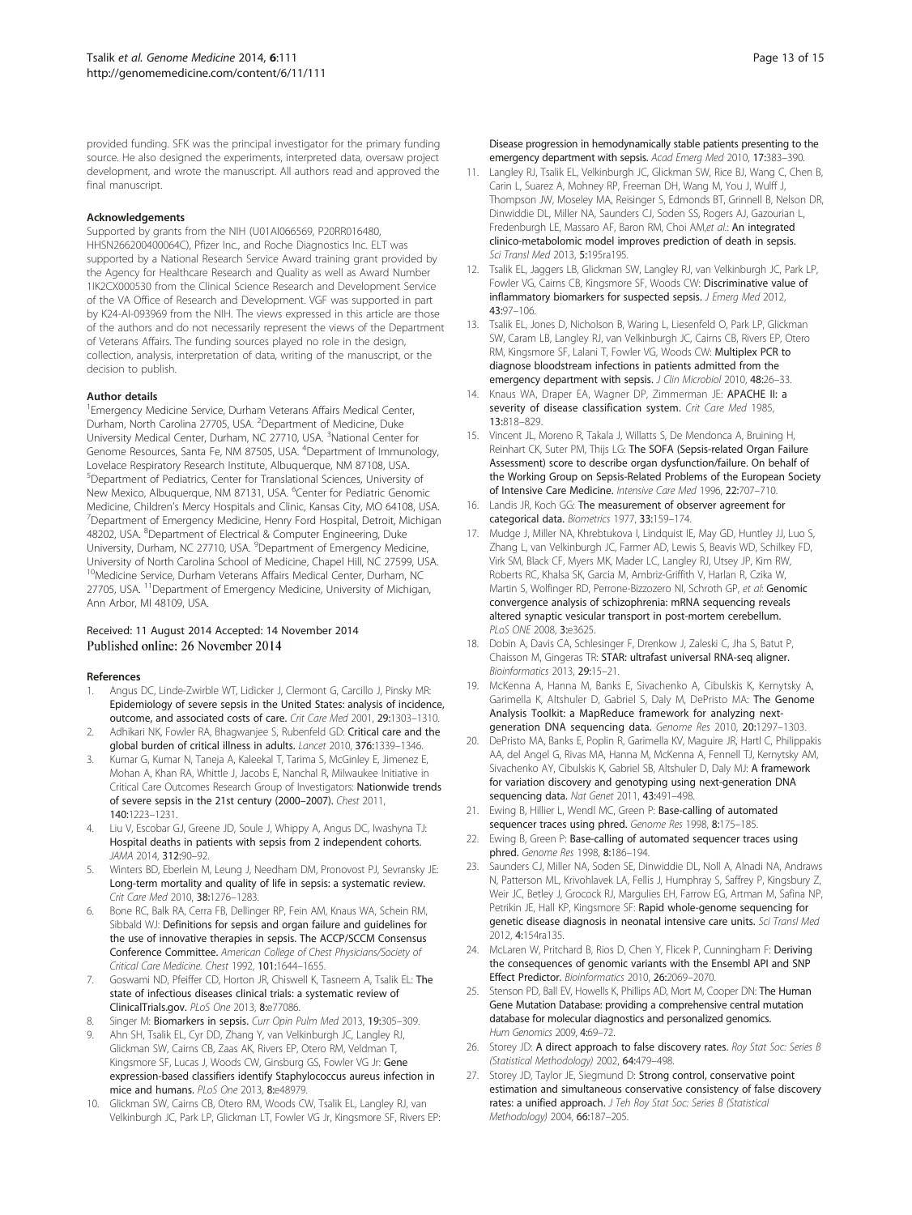provided funding. SFK was the principal investigator for the primary funding source. He also designed the experiments, interpreted data, oversaw project development, and wrote the manuscript. All authors read and approved the final manuscript.

#### Acknowledgements

Supported by grants from the NIH (U01AI066569, P20RR016480, HHSN266200400064C), Pfizer Inc., and Roche Diagnostics Inc. ELT was supported by a National Research Service Award training grant provided by the Agency for Healthcare Research and Quality as well as Award Number 1IK2CX000530 from the Clinical Science Research and Development Service of the VA Office of Research and Development. VGF was supported in part by K24-AI-093969 from the NIH. The views expressed in this article are those of the authors and do not necessarily represent the views of the Department of Veterans Affairs. The funding sources played no role in the design, collection, analysis, interpretation of data, writing of the manuscript, or the decision to publish.

#### Author details

[1]Emergency Medicine Service, Durham Veterans Affairs Medical Center, Durham, North Carolina 27705, USA. [2]Department of Medicine, Duke University Medical Center, Durham, NC 27710, USA. [3]National Center for Genome Resources, Santa Fe, NM 87505, USA. [4]Department of Immunology, Lovelace Respiratory Research Institute, Albuquerque, NM 87108, USA. [5]Department of Pediatrics, Center for Translational Sciences, University of New Mexico, Albuquerque, NM 87131, USA. [6]Center for Pediatric Genomic Medicine, Children's Mercy Hospitals and Clinic, Kansas City, MO 64108, USA. [7]Department of Emergency Medicine, Henry Ford Hospital, Detroit, Michigan 48202, USA. [8]Department of Electrical & Computer Engineering, Duke University, Durham, NC 27710, USA. [9]Department of Emergency Medicine, University of North Carolina School of Medicine, Chapel Hill, NC 27599, USA. [10]Medicine Service, Durham Veterans Affairs Medical Center, Durham, NC 27705, USA. [11]Department of Emergency Medicine, University of Michigan, Ann Arbor, MI 48109, USA.

Received: 11 August 2014 Accepted: 14 November 2014
Published online: 26 November 2014

#### References

1. Angus DC, Linde-Zwirble WT, Lidicker J, Clermont G, Carcillo J, Pinsky MR: **Epidemiology of severe sepsis in the United States: analysis of incidence, outcome, and associated costs of care.** *Crit Care Med* 2001, **29:**1303–1310.
2. Adhikari NK, Fowler RA, Bhagwanjee S, Rubenfeld GD: **Critical care and the global burden of critical illness in adults.** *Lancet* 2010, **376:**1339–1346.
3. Kumar G, Kumar N, Taneja A, Kaleekal T, Tarima S, McGinley E, Jimenez E, Mohan A, Khan RA, Whittle J, Jacobs E, Nanchal R, Milwaukee Initiative in Critical Care Outcomes Research Group of Investigators: **Nationwide trends of severe sepsis in the 21st century (2000–2007).** *Chest* 2011, **140:**1223–1231.
4. Liu V, Escobar GJ, Greene JD, Soule J, Whippy A, Angus DC, Iwashyna TJ: **Hospital deaths in patients with sepsis from 2 independent cohorts.** *JAMA* 2014, **312:**90–92.
5. Winters BD, Eberlein M, Leung J, Needham DM, Pronovost PJ, Sevransky JE: **Long-term mortality and quality of life in sepsis: a systematic review.** *Crit Care Med* 2010, **38:**1276–1283.
6. Bone RC, Balk RA, Cerra FB, Dellinger RP, Fein AM, Knaus WA, Schein RM, Sibbald WJ: **Definitions for sepsis and organ failure and guidelines for the use of innovative therapies in sepsis. The ACCP/SCCM Consensus Conference Committee.** *American College of Chest Physicians/Society of Critical Care Medicine. Chest* 1992, **101:**1644–1655.
7. Goswami ND, Pfeiffer CD, Horton JR, Chiswell K, Tasneem A, Tsalik EL: **The state of infectious diseases clinical trials: a systematic review of ClinicalTrials.gov.** *PLoS One* 2013, **8:**e77086.
8. Singer M: **Biomarkers in sepsis.** *Curr Opin Pulm Med* 2013, **19:**305–309.
9. Ahn SH, Tsalik EL, Cyr DD, Zhang Y, van Velkinburgh JC, Langley RJ, Glickman SW, Cairns CB, Zaas AK, Rivers EP, Otero RM, Veldman T, Kingsmore SF, Lucas J, Woods CW, Ginsburg GS, Fowler VG Jr: **Gene expression-based classifiers identify Staphylococcus aureus infection in mice and humans.** *PLoS One* 2013, **8:**e48979.
10. Glickman SW, Cairns CB, Otero RM, Woods CW, Tsalik EL, Langley RJ, van Velkinburgh JC, Park LP, Glickman LT, Fowler VG Jr, Kingsmore SF, Rivers EP: **Disease progression in hemodynamically stable patients presenting to the emergency department with sepsis.** *Acad Emerg Med* 2010, **17:**383–390.
11. Langley RJ, Tsalik EL, Velkinburgh JC, Glickman SW, Rice BJ, Wang C, Chen B, Carin L, Suarez A, Mohney RP, Freeman DH, Wang M, You J, Wulff J, Thompson JW, Moseley MA, Reisinger S, Edmonds BT, Grinnell B, Nelson DR, Dinwiddie DL, Miller NA, Saunders CJ, Soden SS, Rogers AJ, Gazourian L, Fredenburgh LE, Massaro AF, Baron RM, Choi AM,*et al*.: **An integrated clinico-metabolomic model improves prediction of death in sepsis.** *Sci Transl Med* 2013, **5:**195ra195.
12. Tsalik EL, Jaggers LB, Glickman SW, Langley RJ, van Velkinburgh JC, Park LP, Fowler VG, Cairns CB, Kingsmore SF, Woods CW: **Discriminative value of inflammatory biomarkers for suspected sepsis.** *J Emerg Med* 2012, **43:**97–106.
13. Tsalik EL, Jones D, Nicholson B, Waring L, Liesenfeld O, Park LP, Glickman SW, Caram LB, Langley RJ, van Velkinburgh JC, Cairns CB, Rivers EP, Otero RM, Kingsmore SF, Lalani T, Fowler VG, Woods CW: **Multiplex PCR to diagnose bloodstream infections in patients admitted from the emergency department with sepsis.** *J Clin Microbiol* 2010, **48:**26–33.
14. Knaus WA, Draper EA, Wagner DP, Zimmerman JE: **APACHE II: a severity of disease classification system.** *Crit Care Med* 1985, **13:**818–829.
15. Vincent JL, Moreno R, Takala J, Willatts S, De Mendonca A, Bruining H, Reinhart CK, Suter PM, Thijs LG: **The SOFA (Sepsis-related Organ Failure Assessment) score to describe organ dysfunction/failure. On behalf of the Working Group on Sepsis-Related Problems of the European Society of Intensive Care Medicine.** *Intensive Care Med* 1996, **22:**707–710.
16. Landis JR, Koch GG: **The measurement of observer agreement for categorical data.** *Biometrics* 1977, **33:**159–174.
17. Mudge J, Miller NA, Khrebtukova I, Lindquist IE, May GD, Huntley JJ, Luo S, Zhang L, van Velkinburgh JC, Farmer AD, Lewis S, Beavis WD, Schilkey FD, Virk SM, Black CF, Myers MK, Mader LC, Langley RJ, Utsey JP, Kim RW, Roberts RC, Khalsa SK, Garcia M, Ambriz-Griffith V, Harlan R, Czika W, Martin S, Wolfinger RD, Perrone-Bizzozero NI, Schroth GP, *et al*: **Genomic convergence analysis of schizophrenia: mRNA sequencing reveals altered synaptic vesicular transport in post-mortem cerebellum.** *PLoS ONE* 2008, **3:**e3625.
18. Dobin A, Davis CA, Schlesinger F, Drenkow J, Zaleski C, Jha S, Batut P, Chaisson M, Gingeras TR: **STAR: ultrafast universal RNA-seq aligner.** *Bioinformatics* 2013, **29:**15–21.
19. McKenna A, Hanna M, Banks E, Sivachenko A, Cibulskis K, Kernytsky A, Garimella K, Altshuler D, Gabriel S, Daly M, DePristo MA: **The Genome Analysis Toolkit: a MapReduce framework for analyzing next-generation DNA sequencing data.** *Genome Res* 2010, **20:**1297–1303.
20. DePristo MA, Banks E, Poplin R, Garimella KV, Maguire JR, Hartl C, Philippakis AA, del Angel G, Rivas MA, Hanna M, McKenna A, Fennell TJ, Kernytsky AM, Sivachenko AY, Cibulskis K, Gabriel SB, Altshuler D, Daly MJ: **A framework for variation discovery and genotyping using next-generation DNA sequencing data.** *Nat Genet* 2011, **43:**491–498.
21. Ewing B, Hillier L, Wendl MC, Green P: **Base-calling of automated sequencer traces using phred.** *Genome Res* 1998, **8:**175–185.
22. Ewing B, Green P: **Base-calling of automated sequencer traces using phred.** *Genome Res* 1998, **8:**186–194.
23. Saunders CJ, Miller NA, Soden SE, Dinwiddie DL, Noll A, Alnadi NA, Andraws N, Patterson ML, Krivohlavek LA, Fellis J, Humphray S, Saffrey P, Kingsbury Z, Weir JC, Betley J, Grocock RJ, Margulies EH, Farrow EG, Artman M, Safina NP, Petrikin JE, Hall KP, Kingsmore SF: **Rapid whole-genome sequencing for genetic disease diagnosis in neonatal intensive care units.** *Sci Transl Med* 2012, **4:**154ra135.
24. McLaren W, Pritchard B, Rios D, Chen Y, Flicek P, Cunningham F: **Deriving the consequences of genomic variants with the Ensembl API and SNP Effect Predictor.** *Bioinformatics* 2010, **26:**2069–2070.
25. Stenson PD, Ball EV, Howells K, Phillips AD, Mort M, Cooper DN: **The Human Gene Mutation Database: providing a comprehensive central mutation database for molecular diagnostics and personalized genomics.** *Hum Genomics* 2009, **4:**69–72.
26. Storey JD: **A direct approach to false discovery rates.** *Roy Stat Soc: Series B (Statistical Methodology)* 2002, **64:**479–498.
27. Storey JD, Taylor JE, Siegmund D: **Strong control, conservative point estimation and simultaneous conservative consistency of false discovery rates: a unified approach.** *J Teh Roy Stat Soc: Series B (Statistical Methodology)* 2004, **66:**187–205.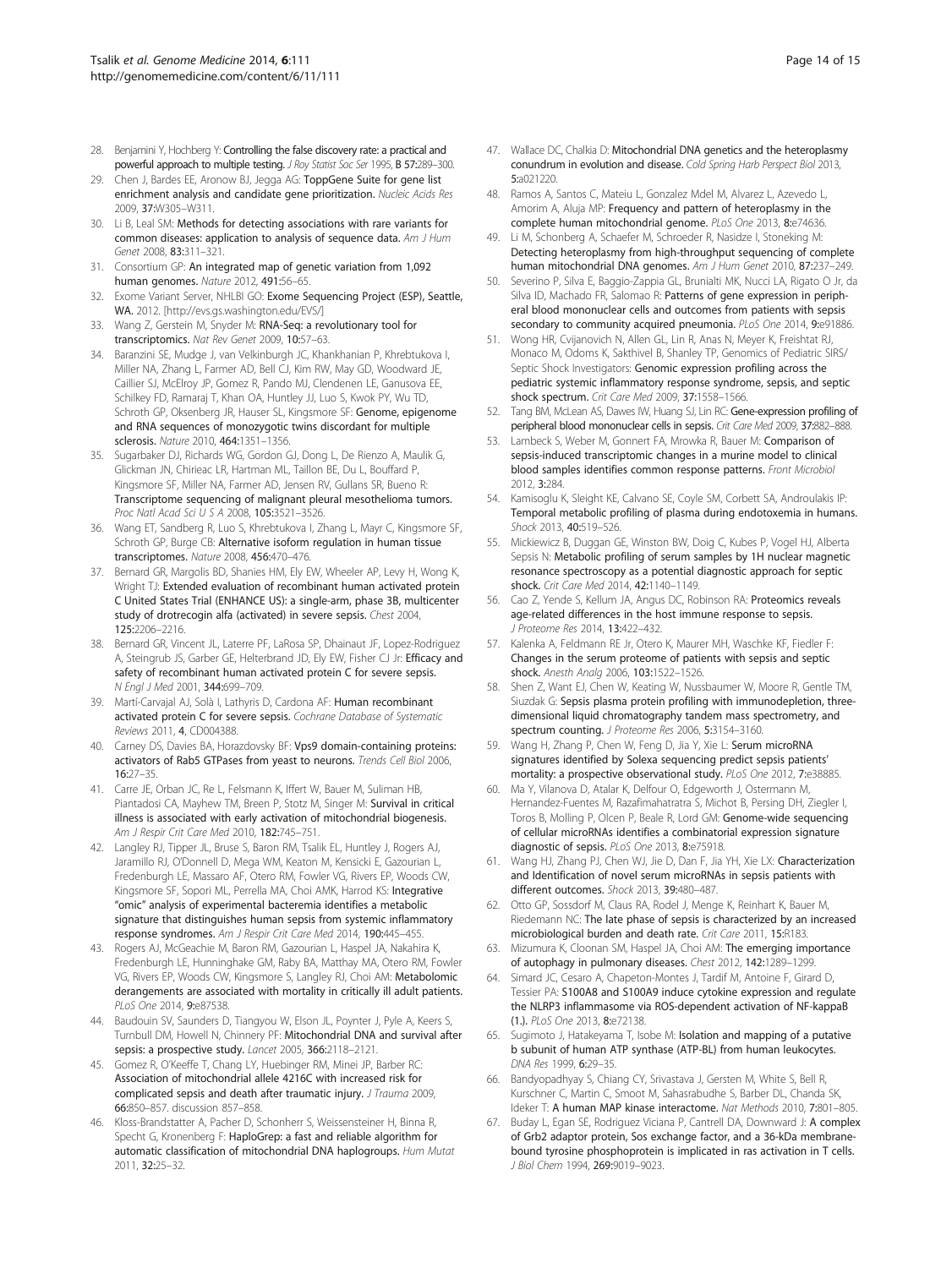28. Benjamini Y, Hochberg Y: **Controlling the false discovery rate: a practical and powerful approach to multiple testing.** *J Roy Statist Soc Ser* 1995, B **57**:289–300.
29. Chen J, Bardes EE, Aronow BJ, Jegga AG: **ToppGene Suite for gene list enrichment analysis and candidate gene prioritization.** *Nucleic Acids Res* 2009, **37**:W305–W311.
30. Li B, Leal SM: **Methods for detecting associations with rare variants for common diseases: application to analysis of sequence data.** *Am J Hum Genet* 2008, **83**:311–321.
31. Consortium GP: **An integrated map of genetic variation from 1,092 human genomes.** *Nature* 2012, **491**:56–65.
32. Exome Variant Server, NHLBI GO: **Exome Sequencing Project (ESP), Seattle, WA.** 2012. [http://evs.gs.washington.edu/EVS/]
33. Wang Z, Gerstein M, Snyder M: **RNA-Seq: a revolutionary tool for transcriptomics.** *Nat Rev Genet* 2009, **10**:57–63.
34. Baranzini SE, Mudge J, van Velkinburgh JC, Khankhanian P, Khrebtukova I, Miller NA, Zhang L, Farmer AD, Bell CJ, Kim RW, May GD, Woodward JE, Caillier SJ, McElroy JP, Gomez R, Pando MJ, Clendenen LE, Ganusova EE, Schilkey FD, Ramaraj T, Khan OA, Huntley JJ, Luo S, Kwok PY, Wu TD, Schroth GP, Oksenberg JR, Hauser SL, Kingsmore SF: **Genome, epigenome and RNA sequences of monozygotic twins discordant for multiple sclerosis.** *Nature* 2010, **464**:1351–1356.
35. Sugarbaker DJ, Richards WG, Gordon GJ, Dong L, De Rienzo A, Maulik G, Glickman JN, Chirieac LR, Hartman ML, Taillon BE, Du L, Bouffard P, Kingsmore SF, Miller NA, Farmer AD, Jensen RV, Gullans SR, Bueno R: **Transcriptome sequencing of malignant pleural mesothelioma tumors.** *Proc Natl Acad Sci U S A* 2008, **105**:3521–3526.
36. Wang ET, Sandberg R, Luo S, Khrebtukova I, Zhang L, Mayr C, Kingsmore SF, Schroth GP, Burge CB: **Alternative isoform regulation in human tissue transcriptomes.** *Nature* 2008, **456**:470–476.
37. Bernard GR, Margolis BD, Shanies HM, Ely EW, Wheeler AP, Levy H, Wong K, Wright TJ: **Extended evaluation of recombinant human activated protein C United States Trial (ENHANCE US): a single-arm, phase 3B, multicenter study of drotrecogin alfa (activated) in severe sepsis.** *Chest* 2004, **125**:2206–2216.
38. Bernard GR, Vincent JL, Laterre PF, LaRosa SP, Dhainaut JF, Lopez-Rodriguez A, Steingrub JS, Garber GE, Helterbrand JD, Ely EW, Fisher CJ Jr: **Efficacy and safety of recombinant human activated protein C for severe sepsis.** *N Engl J Med* 2001, **344**:699–709.
39. Martí-Carvajal AJ, Solà I, Lathyris D, Cardona AF: **Human recombinant activated protein C for severe sepsis.** *Cochrane Database of Systematic Reviews* 2011, **4**, CD004388.
40. Carney DS, Davies BA, Horazdovsky BF: **Vps9 domain-containing proteins: activators of Rab5 GTPases from yeast to neurons.** *Trends Cell Biol* 2006, **16**:27–35.
41. Carre JE, Orban JC, Re L, Felsmann K, Iffert W, Bauer M, Suliman HB, Piantadosi CA, Mayhew TM, Breen P, Stotz M, Singer M: **Survival in critical illness is associated with early activation of mitochondrial biogenesis.** *Am J Respir Crit Care Med* 2010, **182**:745–751.
42. Langley RJ, Tipper JL, Bruse S, Baron RM, Tsalik EL, Huntley J, Rogers AJ, Jaramillo RJ, O'Donnell D, Mega WM, Keaton M, Kensicki E, Gazourian L, Fredenburgh LE, Massaro AF, Otero RM, Fowler VG, Rivers EP, Woods CW, Kingsmore SF, Sopori ML, Perrella MA, Choi AMK, Harrod KS: **Integrative "omic" analysis of experimental bacteremia identifies a metabolic signature that distinguishes human sepsis from systemic inflammatory response syndromes.** *Am J Respir Crit Care Med* 2014, **190**:445–455.
43. Rogers AJ, McGeachie M, Baron RM, Gazourian L, Haspel JA, Nakahira K, Fredenburgh LE, Hunninghake GM, Raby BA, Matthay MA, Otero RM, Fowler VG, Rivers EP, Woods CW, Kingsmore S, Langley RJ, Choi AM: **Metabolomic derangements are associated with mortality in critically ill adult patients.** *PLoS One* 2014, **9**:e87538.
44. Baudouin SV, Saunders D, Tiangyou W, Elson JL, Poynter J, Pyle A, Keers S, Turnbull DM, Howell N, Chinnery PF: **Mitochondrial DNA and survival after sepsis: a prospective study.** *Lancet* 2005, **366**:2118–2121.
45. Gomez R, O'Keeffe T, Chang LY, Huebinger RM, Minei JP, Barber RC: **Association of mitochondrial allele 4216C with increased risk for complicated sepsis and death after traumatic injury.** *J Trauma* 2009, **66**:850–857. discussion 857–858.
46. Kloss-Brandstatter A, Pacher D, Schonherr S, Weissensteiner H, Binna R, Specht G, Kronenberg F: **HaploGrep: a fast and reliable algorithm for automatic classification of mitochondrial DNA haplogroups.** *Hum Mutat* 2011, **32**:25–32.
47. Wallace DC, Chalkia D: **Mitochondrial DNA genetics and the heteroplasmy conundrum in evolution and disease.** *Cold Spring Harb Perspect Biol* 2013, **5**:a021220.
48. Ramos A, Santos C, Mateiu L, Gonzalez Mdel M, Alvarez L, Azevedo L, Amorim A, Aluja MP: **Frequency and pattern of heteroplasmy in the complete human mitochondrial genome.** *PLoS One* 2013, **8**:e74636.
49. Li M, Schonberg A, Schaefer M, Schroeder R, Nasidze I, Stoneking M: **Detecting heteroplasmy from high-throughput sequencing of complete human mitochondrial DNA genomes.** *Am J Hum Genet* 2010, **87**:237–249.
50. Severino P, Silva E, Baggio-Zappia GL, Brunialti MK, Nucci LA, Rigato O Jr, da Silva ID, Machado FR, Salomao R: **Patterns of gene expression in peripheral blood mononuclear cells and outcomes from patients with sepsis secondary to community acquired pneumonia.** *PLoS One* 2014, **9**:e91886.
51. Wong HR, Cvijanovich N, Allen GL, Lin R, Anas N, Meyer K, Freishtat RJ, Monaco M, Odoms K, Sakthivel B, Shanley TP, Genomics of Pediatric SIRS/Septic Shock Investigators: **Genomic expression profiling across the pediatric systemic inflammatory response syndrome, sepsis, and septic shock spectrum.** *Crit Care Med* 2009, **37**:1558–1566.
52. Tang BM, McLean AS, Dawes IW, Huang SJ, Lin RC: **Gene-expression profiling of peripheral blood mononuclear cells in sepsis.** *Crit Care Med* 2009, **37**:882–888.
53. Lambeck S, Weber M, Gonnert FA, Mrowka R, Bauer M: **Comparison of sepsis-induced transcriptomic changes in a murine model to clinical blood samples identifies common response patterns.** *Front Microbiol* 2012, **3**:284.
54. Kamisoglu K, Sleight KE, Calvano SE, Coyle SM, Corbett SA, Androulakis IP: **Temporal metabolic profiling of plasma during endotoxemia in humans.** *Shock* 2013, **40**:519–526.
55. Mickiewicz B, Duggan GE, Winston BW, Doig C, Kubes P, Vogel HJ, Alberta Sepsis N: **Metabolic profiling of serum samples by 1H nuclear magnetic resonance spectroscopy as a potential diagnostic approach for septic shock.** *Crit Care Med* 2014, **42**:1140–1149.
56. Cao Z, Yende S, Kellum JA, Angus DC, Robinson RA: **Proteomics reveals age-related differences in the host immune response to sepsis.** *J Proteome Res* 2014, **13**:422–432.
57. Kalenka A, Feldmann RE Jr, Otero K, Maurer MH, Waschke KF, Fiedler F: **Changes in the serum proteome of patients with sepsis and septic shock.** *Anesth Analg* 2006, **103**:1522–1526.
58. Shen Z, Want EJ, Chen W, Keating W, Nussbaumer W, Moore R, Gentle TM, Siuzdak G: **Sepsis plasma protein profiling with immunodepletion, three-dimensional liquid chromatography tandem mass spectrometry, and spectrum counting.** *J Proteome Res* 2006, **5**:3154–3160.
59. Wang H, Zhang P, Chen W, Feng D, Jia Y, Xie L: **Serum microRNA signatures identified by Solexa sequencing predict sepsis patients' mortality: a prospective observational study.** *PLoS One* 2012, **7**:e38885.
60. Ma Y, Vilanova D, Atalar K, Delfour O, Edgeworth J, Ostermann M, Hernandez-Fuentes M, Razafimahatratra S, Michot B, Persing DH, Ziegler I, Toros B, Molling P, Olcen P, Beale R, Lord GM: **Genome-wide sequencing of cellular microRNAs identifies a combinatorial expression signature diagnostic of sepsis.** *PLoS One* 2013, **8**:e75918.
61. Wang HJ, Zhang PJ, Chen WJ, Jie D, Dan F, Jia YH, Xie LX: **Characterization and Identification of novel serum microRNAs in sepsis patients with different outcomes.** *Shock* 2013, **39**:480–487.
62. Otto GP, Sossdorf M, Claus RA, Rodel J, Menge K, Reinhart K, Bauer M, Riedemann NC: **The late phase of sepsis is characterized by an increased microbiological burden and death rate.** *Crit Care* 2011, **15**:R183.
63. Mizumura K, Cloonan SM, Haspel JA, Choi AM: **The emerging importance of autophagy in pulmonary diseases.** *Chest* 2012, **142**:1289–1299.
64. Simard JC, Cesaro A, Chapeton-Montes J, Tardif M, Antoine F, Girard D, Tessier PA: **S100A8 and S100A9 induce cytokine expression and regulate the NLRP3 inflammasome via ROS-dependent activation of NF-kappaB (1.).** *PLoS One* 2013, **8**:e72138.
65. Sugimoto J, Hatakeyama T, Isobe M: **Isolation and mapping of a putative b subunit of human ATP synthase (ATP-BL) from human leukocytes.** *DNA Res* 1999, **6**:29–35.
66. Bandyopadhyay S, Chiang CY, Srivastava J, Gersten M, White S, Bell R, Kurschner C, Martin C, Smoot M, Sahasrabudhe S, Barber DL, Chanda SK, Ideker T: **A human MAP kinase interactome.** *Nat Methods* 2010, **7**:801–805.
67. Buday L, Egan SE, Rodriguez Viciana P, Cantrell DA, Downward J: **A complex of Grb2 adaptor protein, Sos exchange factor, and a 36-kDa membrane-bound tyrosine phosphoprotein is implicated in ras activation in T cells.** *J Biol Chem* 1994, **269**:9019–9023.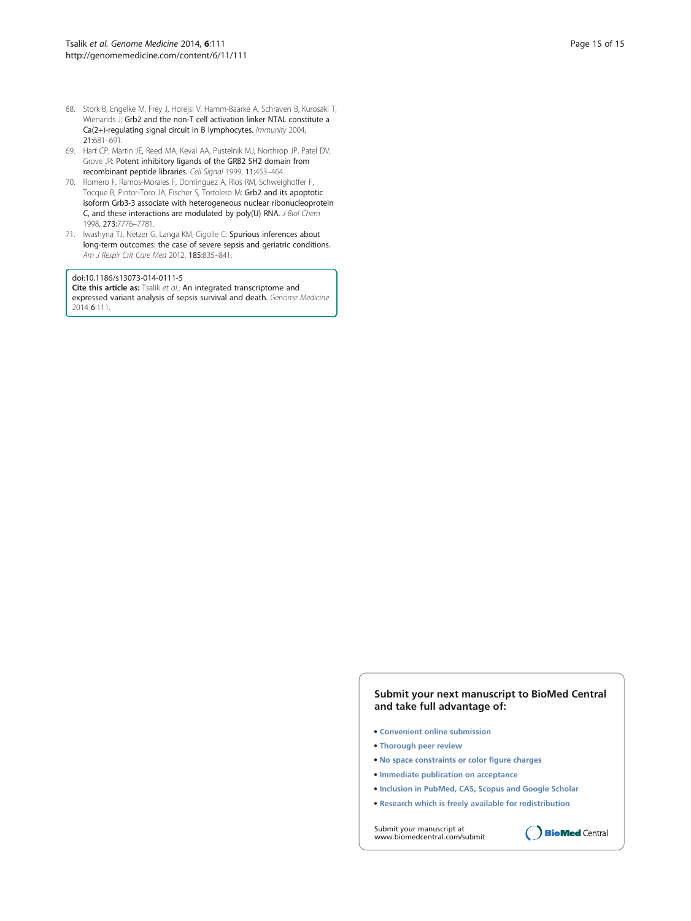68. Stork B, Engelke M, Frey J, Horejsi V, Hamm-Baarke A, Schraven B, Kurosaki T, Wienands J: **Grb2 and the non-T cell activation linker NTAL constitute a Ca(2+)-regulating signal circuit in B lymphocytes.** *Immunity* 2004, **21:**681–691.
69. Hart CP, Martin JE, Reed MA, Keval AA, Pustelnik MJ, Northrop JP, Patel DV, Grove JR: **Potent inhibitory ligands of the GRB2 SH2 domain from recombinant peptide libraries.** *Cell Signal* 1999, **11:**453–464.
70. Romero F, Ramos-Morales F, Dominguez A, Rios RM, Schweighoffer F, Tocque B, Pintor-Toro JA, Fischer S, Tortolero M: **Grb2 and its apoptotic isoform Grb3-3 associate with heterogeneous nuclear ribonucleoprotein C, and these interactions are modulated by poly(U) RNA.** *J Biol Chem* 1998, **273:**7776–7781.
71. Iwashyna TJ, Netzer G, Langa KM, Cigolle C: **Spurious inferences about long-term outcomes: the case of severe sepsis and geriatric conditions.** *Am J Respir Crit Care Med* 2012, **185:**835–841.

doi:10.1186/s13073-014-0111-5
**Cite this article as:** Tsalik *et al.*: An integrated transcriptome and expressed variant analysis of sepsis survival and death. *Genome Medicine* 2014 **6**:111.

**Submit your next manuscript to BioMed Central and take full advantage of:**

- **Convenient online submission**
- **Thorough peer review**
- **No space constraints or color figure charges**
- **Immediate publication on acceptance**
- **Inclusion in PubMed, CAS, Scopus and Google Scholar**
- **Research which is freely available for redistribution**

Submit your manuscript at
www.biomedcentral.com/submit

BioMed Central